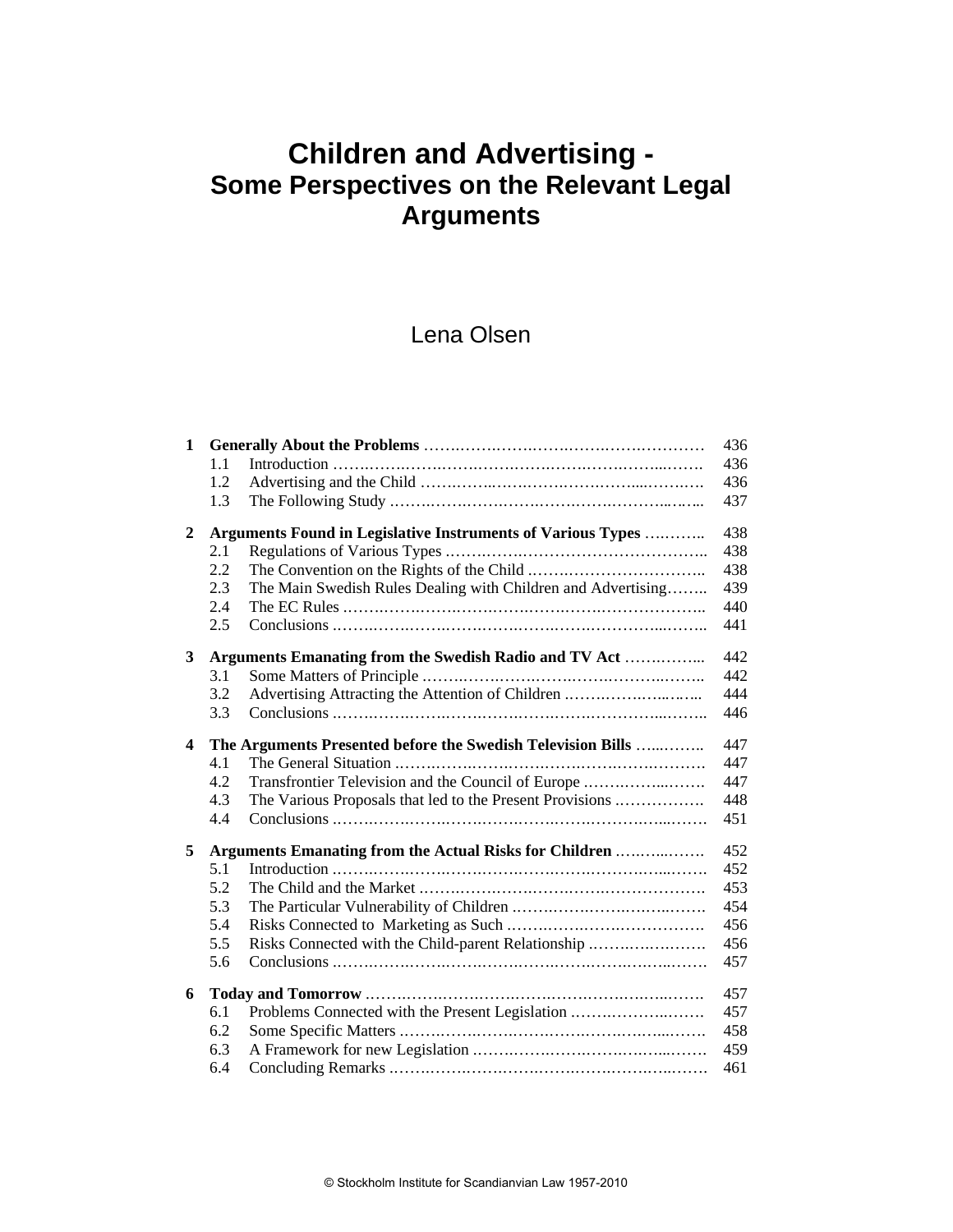# Children and Advertising - Some Perspectives on the Relevant Legal Arguments

Lena Olsen

| | | | |
|---|---|---|---|
| **1** | **Generally About the Problems** | | 436 |
| | 1.1 | Introduction | 436 |
| | 1.2 | Advertising and the Child | 436 |
| | 1.3 | The Following Study | 437 |
| **2** | **Arguments Found in Legislative Instruments of Various Types** | | 438 |
| | 2.1 | Regulations of Various Types | 438 |
| | 2.2 | The Convention on the Rights of the Child | 438 |
| | 2.3 | The Main Swedish Rules Dealing with Children and Advertising | 439 |
| | 2.4 | The EC Rules | 440 |
| | 2.5 | Conclusions | 441 |
| **3** | **Arguments Emanating from the Swedish Radio and TV Act** | | 442 |
| | 3.1 | Some Matters of Principle | 442 |
| | 3.2 | Advertising Attracting the Attention of Children | 444 |
| | 3.3 | Conclusions | 446 |
| **4** | **The Arguments Presented before the Swedish Television Bills** | | 447 |
| | 4.1 | The General Situation | 447 |
| | 4.2 | Transfrontier Television and the Council of Europe | 447 |
| | 4.3 | The Various Proposals that led to the Present Provisions | 448 |
| | 4.4 | Conclusions | 451 |
| **5** | **Arguments Emanating from the Actual Risks for Children** | | 452 |
| | 5.1 | Introduction | 452 |
| | 5.2 | The Child and the Market | 453 |
| | 5.3 | The Particular Vulnerability of Children | 454 |
| | 5.4 | Risks Connected to Marketing as Such | 456 |
| | 5.5 | Risks Connected with the Child-parent Relationship | 456 |
| | 5.6 | Conclusions | 457 |
| **6** | **Today and Tomorrow** | | 457 |
| | 6.1 | Problems Connected with the Present Legislation | 457 |
| | 6.2 | Some Specific Matters | 458 |
| | 6.3 | A Framework for new Legislation | 459 |
| | 6.4 | Concluding Remarks | 461 |

© Stockholm Institute for Scandianvian Law 1957-2010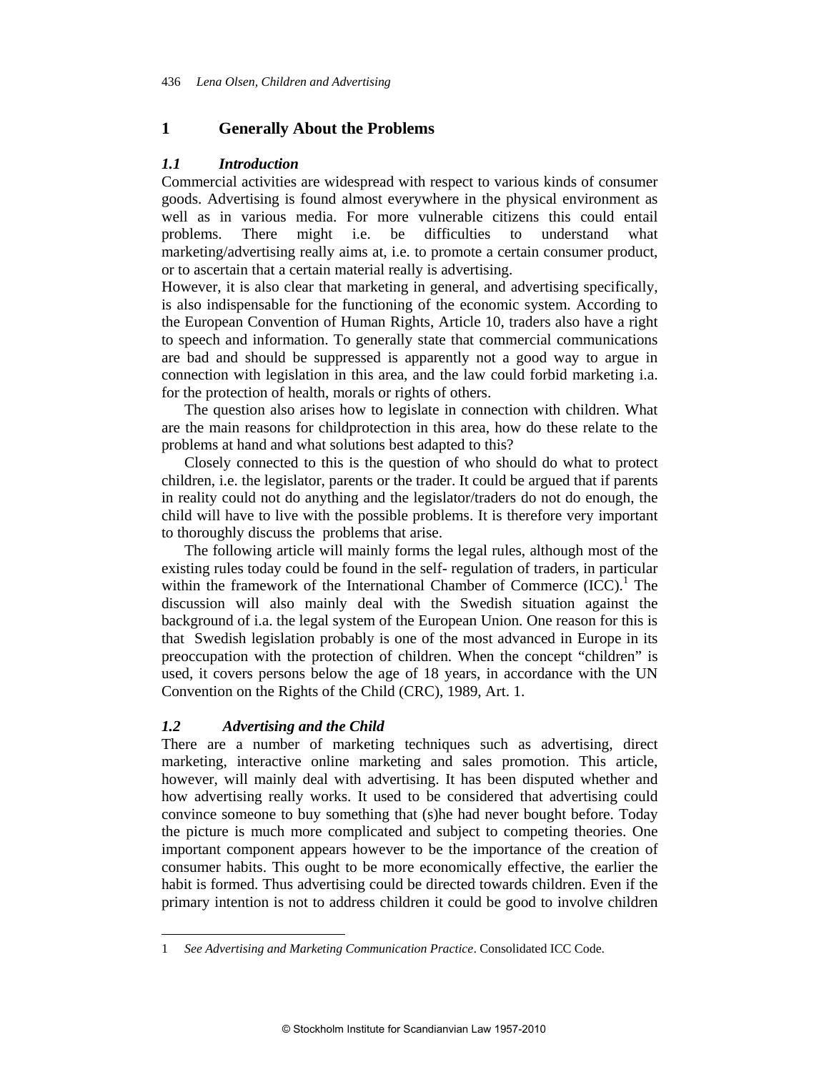# 1 Generally About the Problems

## *1.1 Introduction*

Commercial activities are widespread with respect to various kinds of consumer goods. Advertising is found almost everywhere in the physical environment as well as in various media. For more vulnerable citizens this could entail problems. There might i.e. be difficulties to understand what marketing/advertising really aims at, i.e. to promote a certain consumer product, or to ascertain that a certain material really is advertising.

However, it is also clear that marketing in general, and advertising specifically, is also indispensable for the functioning of the economic system. According to the European Convention of Human Rights, Article 10, traders also have a right to speech and information. To generally state that commercial communications are bad and should be suppressed is apparently not a good way to argue in connection with legislation in this area, and the law could forbid marketing i.a. for the protection of health, morals or rights of others.

The question also arises how to legislate in connection with children. What are the main reasons for childprotection in this area, how do these relate to the problems at hand and what solutions best adapted to this?

Closely connected to this is the question of who should do what to protect children, i.e. the legislator, parents or the trader. It could be argued that if parents in reality could not do anything and the legislator/traders do not do enough, the child will have to live with the possible problems. It is therefore very important to thoroughly discuss the problems that arise.

The following article will mainly forms the legal rules, although most of the existing rules today could be found in the self- regulation of traders, in particular within the framework of the International Chamber of Commerce (ICC).[1] The discussion will also mainly deal with the Swedish situation against the background of i.a. the legal system of the European Union. One reason for this is that Swedish legislation probably is one of the most advanced in Europe in its preoccupation with the protection of children. When the concept "children" is used, it covers persons below the age of 18 years, in accordance with the UN Convention on the Rights of the Child (CRC), 1989, Art. 1.

## *1.2 Advertising and the Child*

There are a number of marketing techniques such as advertising, direct marketing, interactive online marketing and sales promotion. This article, however, will mainly deal with advertising. It has been disputed whether and how advertising really works. It used to be considered that advertising could convince someone to buy something that (s)he had never bought before. Today the picture is much more complicated and subject to competing theories. One important component appears however to be the importance of the creation of consumer habits. This ought to be more economically effective, the earlier the habit is formed. Thus advertising could be directed towards children. Even if the primary intention is not to address children it could be good to involve children

---

1 *See Advertising and Marketing Communication Practice*. Consolidated ICC Code.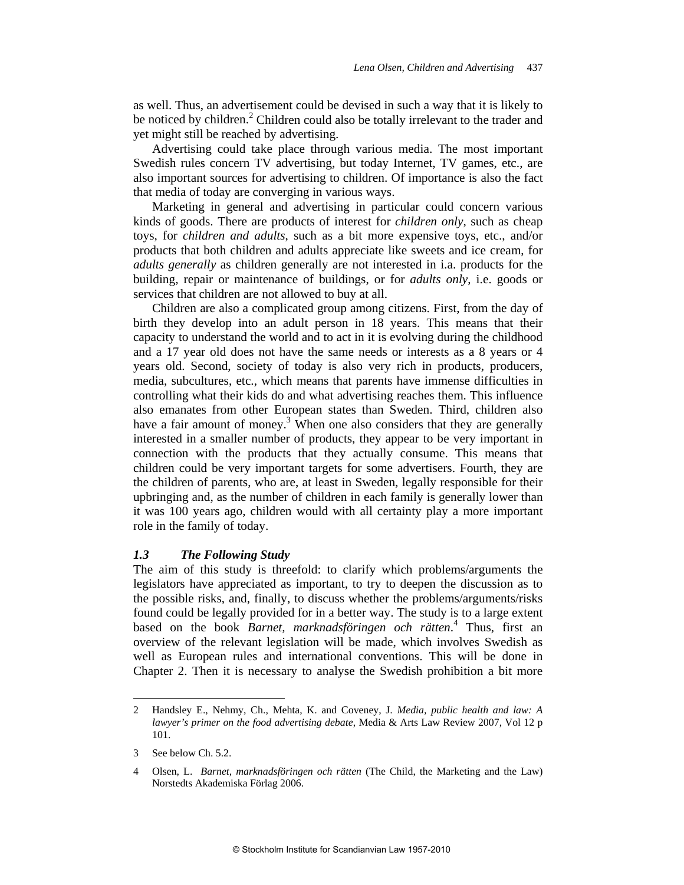as well. Thus, an advertisement could be devised in such a way that it is likely to be noticed by children.[2] Children could also be totally irrelevant to the trader and yet might still be reached by advertising.

Advertising could take place through various media. The most important Swedish rules concern TV advertising, but today Internet, TV games, etc., are also important sources for advertising to children. Of importance is also the fact that media of today are converging in various ways.

Marketing in general and advertising in particular could concern various kinds of goods. There are products of interest for *children only*, such as cheap toys, for *children and adults*, such as a bit more expensive toys, etc., and/or products that both children and adults appreciate like sweets and ice cream, for *adults generally* as children generally are not interested in i.a. products for the building, repair or maintenance of buildings, or for *adults only*, i.e. goods or services that children are not allowed to buy at all.

Children are also a complicated group among citizens. First, from the day of birth they develop into an adult person in 18 years. This means that their capacity to understand the world and to act in it is evolving during the childhood and a 17 year old does not have the same needs or interests as a 8 years or 4 years old. Second, society of today is also very rich in products, producers, media, subcultures, etc., which means that parents have immense difficulties in controlling what their kids do and what advertising reaches them. This influence also emanates from other European states than Sweden. Third, children also have a fair amount of money.[3] When one also considers that they are generally interested in a smaller number of products, they appear to be very important in connection with the products that they actually consume. This means that children could be very important targets for some advertisers. Fourth, they are the children of parents, who are, at least in Sweden, legally responsible for their upbringing and, as the number of children in each family is generally lower than it was 100 years ago, children would with all certainty play a more important role in the family of today.

### *1.3 The Following Study*

The aim of this study is threefold: to clarify which problems/arguments the legislators have appreciated as important, to try to deepen the discussion as to the possible risks, and, finally, to discuss whether the problems/arguments/risks found could be legally provided for in a better way. The study is to a large extent based on the book *Barnet, marknadsföringen och rätten*.[4] Thus, first an overview of the relevant legislation will be made, which involves Swedish as well as European rules and international conventions. This will be done in Chapter 2. Then it is necessary to analyse the Swedish prohibition a bit more

---

2 Handsley E., Nehmy, Ch., Mehta, K. and Coveney, J. *Media, public health and law: A lawyer's primer on the food advertising debate*, Media & Arts Law Review 2007, Vol 12 p 101.

3 See below Ch. 5.2.

4 Olsen, L. *Barnet, marknadsföringen och rätten* (The Child, the Marketing and the Law) Norstedts Akademiska Förlag 2006.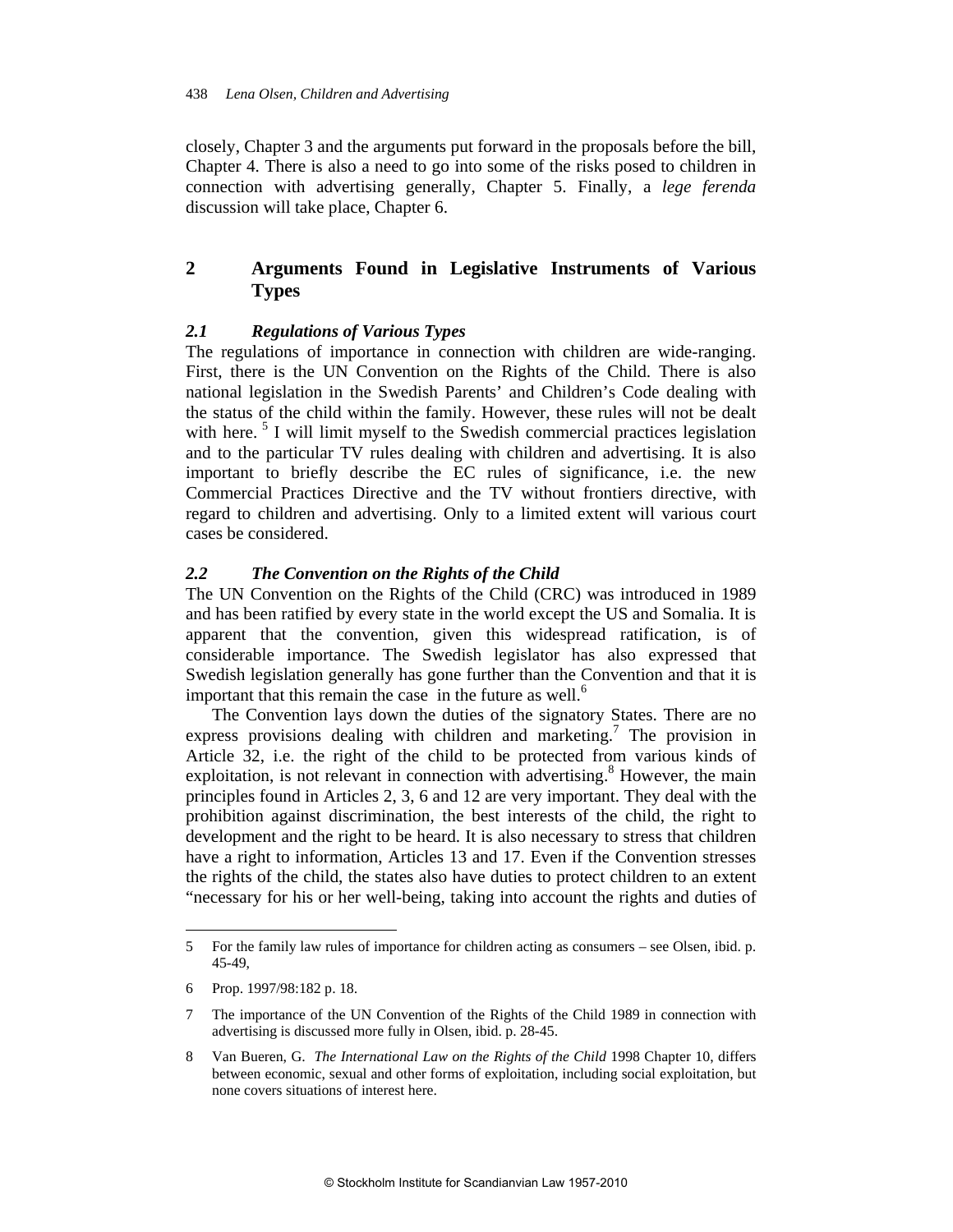closely, Chapter 3 and the arguments put forward in the proposals before the bill, Chapter 4. There is also a need to go into some of the risks posed to children in connection with advertising generally, Chapter 5. Finally, a *lege ferenda* discussion will take place, Chapter 6.

## 2 Arguments Found in Legislative Instruments of Various Types

### *2.1 Regulations of Various Types*

The regulations of importance in connection with children are wide-ranging. First, there is the UN Convention on the Rights of the Child. There is also national legislation in the Swedish Parents' and Children's Code dealing with the status of the child within the family. However, these rules will not be dealt with here. [5] I will limit myself to the Swedish commercial practices legislation and to the particular TV rules dealing with children and advertising. It is also important to briefly describe the EC rules of significance, i.e. the new Commercial Practices Directive and the TV without frontiers directive, with regard to children and advertising. Only to a limited extent will various court cases be considered.

### *2.2 The Convention on the Rights of the Child*

The UN Convention on the Rights of the Child (CRC) was introduced in 1989 and has been ratified by every state in the world except the US and Somalia. It is apparent that the convention, given this widespread ratification, is of considerable importance. The Swedish legislator has also expressed that Swedish legislation generally has gone further than the Convention and that it is important that this remain the case in the future as well.[6]

The Convention lays down the duties of the signatory States. There are no express provisions dealing with children and marketing.[7] The provision in Article 32, i.e. the right of the child to be protected from various kinds of exploitation, is not relevant in connection with advertising.[8] However, the main principles found in Articles 2, 3, 6 and 12 are very important. They deal with the prohibition against discrimination, the best interests of the child, the right to development and the right to be heard. It is also necessary to stress that children have a right to information, Articles 13 and 17. Even if the Convention stresses the rights of the child, the states also have duties to protect children to an extent "necessary for his or her well-being, taking into account the rights and duties of

---

5 For the family law rules of importance for children acting as consumers – see Olsen, ibid. p. 45-49,

6 Prop. 1997/98:182 p. 18.

7 The importance of the UN Convention of the Rights of the Child 1989 in connection with advertising is discussed more fully in Olsen, ibid. p. 28-45.

8 Van Bueren, G. *The International Law on the Rights of the Child* 1998 Chapter 10, differs between economic, sexual and other forms of exploitation, including social exploitation, but none covers situations of interest here.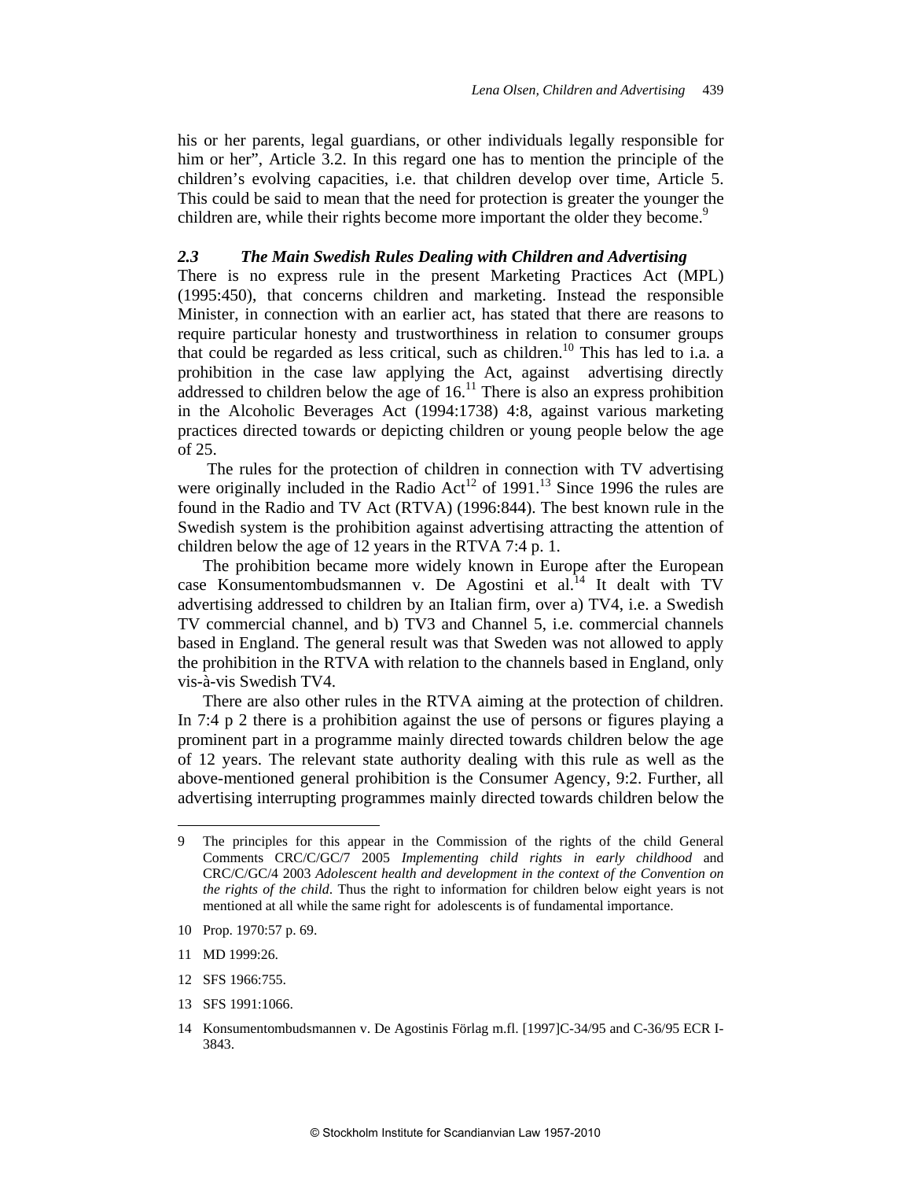his or her parents, legal guardians, or other individuals legally responsible for him or her", Article 3.2. In this regard one has to mention the principle of the children's evolving capacities, i.e. that children develop over time, Article 5. This could be said to mean that the need for protection is greater the younger the children are, while their rights become more important the older they become.[9]

### *2.3 The Main Swedish Rules Dealing with Children and Advertising*

There is no express rule in the present Marketing Practices Act (MPL) (1995:450), that concerns children and marketing. Instead the responsible Minister, in connection with an earlier act, has stated that there are reasons to require particular honesty and trustworthiness in relation to consumer groups that could be regarded as less critical, such as children.[10] This has led to i.a. a prohibition in the case law applying the Act, against advertising directly addressed to children below the age of 16.[11] There is also an express prohibition in the Alcoholic Beverages Act (1994:1738) 4:8, against various marketing practices directed towards or depicting children or young people below the age of 25.

The rules for the protection of children in connection with TV advertising were originally included in the Radio Act[12] of 1991.[13] Since 1996 the rules are found in the Radio and TV Act (RTVA) (1996:844). The best known rule in the Swedish system is the prohibition against advertising attracting the attention of children below the age of 12 years in the RTVA 7:4 p. 1.

The prohibition became more widely known in Europe after the European case Konsumentombudsmannen v. De Agostini et al.[14] It dealt with TV advertising addressed to children by an Italian firm, over a) TV4, i.e. a Swedish TV commercial channel, and b) TV3 and Channel 5, i.e. commercial channels based in England. The general result was that Sweden was not allowed to apply the prohibition in the RTVA with relation to the channels based in England, only vis-à-vis Swedish TV4.

There are also other rules in the RTVA aiming at the protection of children. In 7:4 p 2 there is a prohibition against the use of persons or figures playing a prominent part in a programme mainly directed towards children below the age of 12 years. The relevant state authority dealing with this rule as well as the above-mentioned general prohibition is the Consumer Agency, 9:2. Further, all advertising interrupting programmes mainly directed towards children below the

---

9 The principles for this appear in the Commission of the rights of the child General Comments CRC/C/GC/7 2005 *Implementing child rights in early childhood* and CRC/C/GC/4 2003 *Adolescent health and development in the context of the Convention on the rights of the child*. Thus the right to information for children below eight years is not mentioned at all while the same right for adolescents is of fundamental importance.

10 Prop. 1970:57 p. 69.

11 MD 1999:26.

12 SFS 1966:755.

13 SFS 1991:1066.

14 Konsumentombudsmannen v. De Agostinis Förlag m.fl. [1997]C-34/95 and C-36/95 ECR I-3843.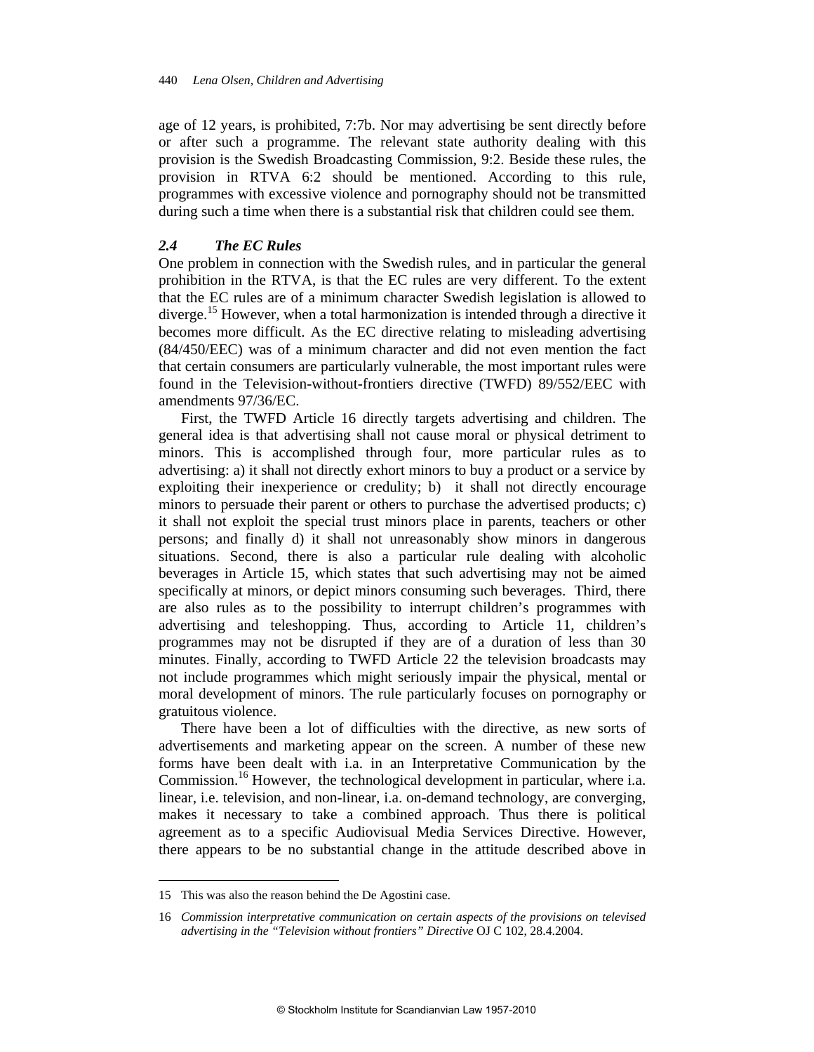age of 12 years, is prohibited, 7:7b. Nor may advertising be sent directly before or after such a programme. The relevant state authority dealing with this provision is the Swedish Broadcasting Commission, 9:2. Beside these rules, the provision in RTVA 6:2 should be mentioned. According to this rule, programmes with excessive violence and pornography should not be transmitted during such a time when there is a substantial risk that children could see them.

### *2.4 The EC Rules*

One problem in connection with the Swedish rules, and in particular the general prohibition in the RTVA, is that the EC rules are very different. To the extent that the EC rules are of a minimum character Swedish legislation is allowed to diverge.[15] However, when a total harmonization is intended through a directive it becomes more difficult. As the EC directive relating to misleading advertising (84/450/EEC) was of a minimum character and did not even mention the fact that certain consumers are particularly vulnerable, the most important rules were found in the Television-without-frontiers directive (TWFD) 89/552/EEC with amendments 97/36/EC.

First, the TWFD Article 16 directly targets advertising and children. The general idea is that advertising shall not cause moral or physical detriment to minors. This is accomplished through four, more particular rules as to advertising: a) it shall not directly exhort minors to buy a product or a service by exploiting their inexperience or credulity; b) it shall not directly encourage minors to persuade their parent or others to purchase the advertised products; c) it shall not exploit the special trust minors place in parents, teachers or other persons; and finally d) it shall not unreasonably show minors in dangerous situations. Second, there is also a particular rule dealing with alcoholic beverages in Article 15, which states that such advertising may not be aimed specifically at minors, or depict minors consuming such beverages. Third, there are also rules as to the possibility to interrupt children's programmes with advertising and teleshopping. Thus, according to Article 11, children's programmes may not be disrupted if they are of a duration of less than 30 minutes. Finally, according to TWFD Article 22 the television broadcasts may not include programmes which might seriously impair the physical, mental or moral development of minors. The rule particularly focuses on pornography or gratuitous violence.

There have been a lot of difficulties with the directive, as new sorts of advertisements and marketing appear on the screen. A number of these new forms have been dealt with i.a. in an Interpretative Communication by the Commission.[16] However, the technological development in particular, where i.a. linear, i.e. television, and non-linear, i.a. on-demand technology, are converging, makes it necessary to take a combined approach. Thus there is political agreement as to a specific Audiovisual Media Services Directive. However, there appears to be no substantial change in the attitude described above in

---

15 This was also the reason behind the De Agostini case.

16 *Commission interpretative communication on certain aspects of the provisions on televised advertising in the "Television without frontiers" Directive* OJ C 102, 28.4.2004.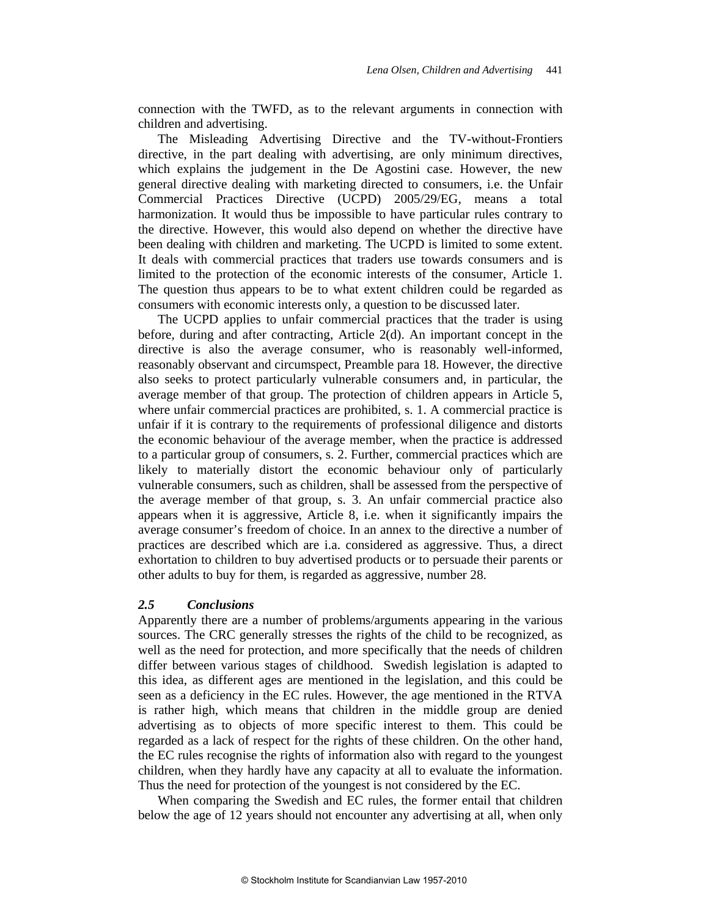connection with the TWFD, as to the relevant arguments in connection with children and advertising.

The Misleading Advertising Directive and the TV-without-Frontiers directive, in the part dealing with advertising, are only minimum directives, which explains the judgement in the De Agostini case. However, the new general directive dealing with marketing directed to consumers, i.e. the Unfair Commercial Practices Directive (UCPD) 2005/29/EG, means a total harmonization. It would thus be impossible to have particular rules contrary to the directive. However, this would also depend on whether the directive have been dealing with children and marketing. The UCPD is limited to some extent. It deals with commercial practices that traders use towards consumers and is limited to the protection of the economic interests of the consumer, Article 1. The question thus appears to be to what extent children could be regarded as consumers with economic interests only, a question to be discussed later.

The UCPD applies to unfair commercial practices that the trader is using before, during and after contracting, Article 2(d). An important concept in the directive is also the average consumer, who is reasonably well-informed, reasonably observant and circumspect, Preamble para 18. However, the directive also seeks to protect particularly vulnerable consumers and, in particular, the average member of that group. The protection of children appears in Article 5, where unfair commercial practices are prohibited, s. 1. A commercial practice is unfair if it is contrary to the requirements of professional diligence and distorts the economic behaviour of the average member, when the practice is addressed to a particular group of consumers, s. 2. Further, commercial practices which are likely to materially distort the economic behaviour only of particularly vulnerable consumers, such as children, shall be assessed from the perspective of the average member of that group, s. 3. An unfair commercial practice also appears when it is aggressive, Article 8, i.e. when it significantly impairs the average consumer's freedom of choice. In an annex to the directive a number of practices are described which are i.a. considered as aggressive. Thus, a direct exhortation to children to buy advertised products or to persuade their parents or other adults to buy for them, is regarded as aggressive, number 28.

### *2.5 Conclusions*

Apparently there are a number of problems/arguments appearing in the various sources. The CRC generally stresses the rights of the child to be recognized, as well as the need for protection, and more specifically that the needs of children differ between various stages of childhood. Swedish legislation is adapted to this idea, as different ages are mentioned in the legislation, and this could be seen as a deficiency in the EC rules. However, the age mentioned in the RTVA is rather high, which means that children in the middle group are denied advertising as to objects of more specific interest to them. This could be regarded as a lack of respect for the rights of these children. On the other hand, the EC rules recognise the rights of information also with regard to the youngest children, when they hardly have any capacity at all to evaluate the information. Thus the need for protection of the youngest is not considered by the EC.

When comparing the Swedish and EC rules, the former entail that children below the age of 12 years should not encounter any advertising at all, when only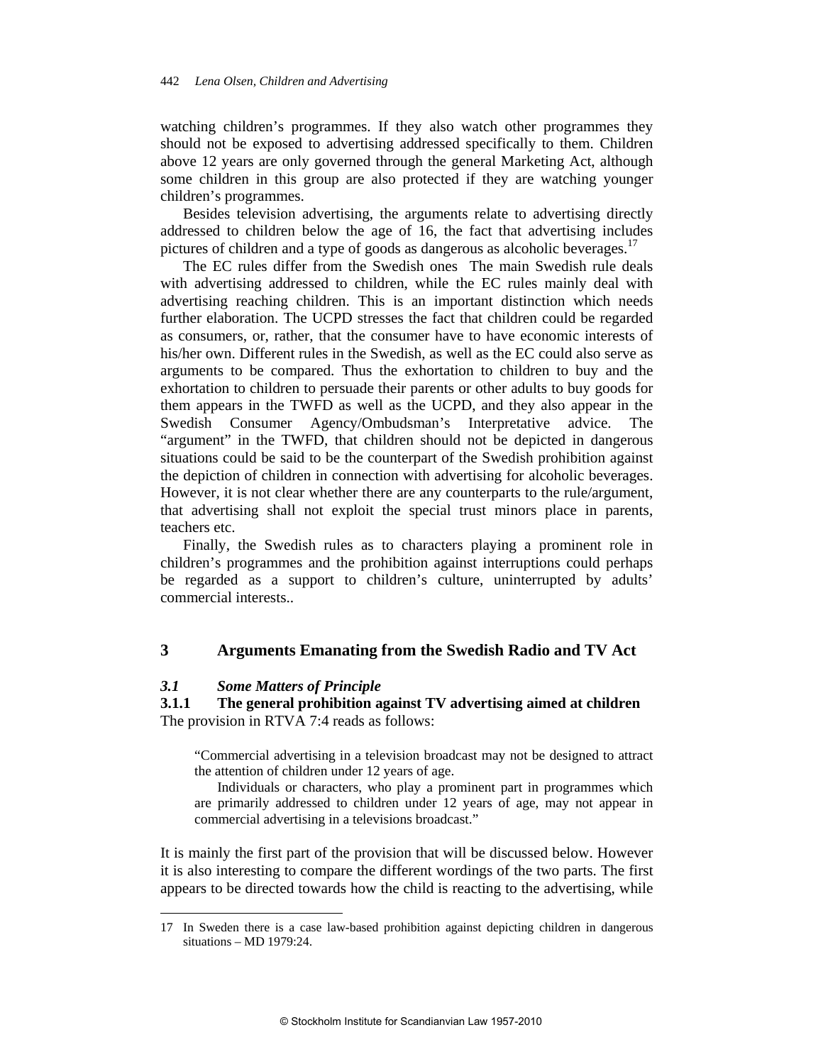watching children's programmes. If they also watch other programmes they should not be exposed to advertising addressed specifically to them. Children above 12 years are only governed through the general Marketing Act, although some children in this group are also protected if they are watching younger children's programmes.

Besides television advertising, the arguments relate to advertising directly addressed to children below the age of 16, the fact that advertising includes pictures of children and a type of goods as dangerous as alcoholic beverages.[17]

The EC rules differ from the Swedish ones The main Swedish rule deals with advertising addressed to children, while the EC rules mainly deal with advertising reaching children. This is an important distinction which needs further elaboration. The UCPD stresses the fact that children could be regarded as consumers, or, rather, that the consumer have to have economic interests of his/her own. Different rules in the Swedish, as well as the EC could also serve as arguments to be compared. Thus the exhortation to children to buy and the exhortation to children to persuade their parents or other adults to buy goods for them appears in the TWFD as well as the UCPD, and they also appear in the Swedish Consumer Agency/Ombudsman's Interpretative advice. The "argument" in the TWFD, that children should not be depicted in dangerous situations could be said to be the counterpart of the Swedish prohibition against the depiction of children in connection with advertising for alcoholic beverages. However, it is not clear whether there are any counterparts to the rule/argument, that advertising shall not exploit the special trust minors place in parents, teachers etc.

Finally, the Swedish rules as to characters playing a prominent role in children's programmes and the prohibition against interruptions could perhaps be regarded as a support to children's culture, uninterrupted by adults' commercial interests..

## 3 Arguments Emanating from the Swedish Radio and TV Act

### *3.1 Some Matters of Principle*

#### 3.1.1 The general prohibition against TV advertising aimed at children

The provision in RTVA 7:4 reads as follows:

> "Commercial advertising in a television broadcast may not be designed to attract the attention of children under 12 years of age.
>
> Individuals or characters, who play a prominent part in programmes which are primarily addressed to children under 12 years of age, may not appear in commercial advertising in a televisions broadcast."

It is mainly the first part of the provision that will be discussed below. However it is also interesting to compare the different wordings of the two parts. The first appears to be directed towards how the child is reacting to the advertising, while

---

17 In Sweden there is a case law-based prohibition against depicting children in dangerous situations – MD 1979:24.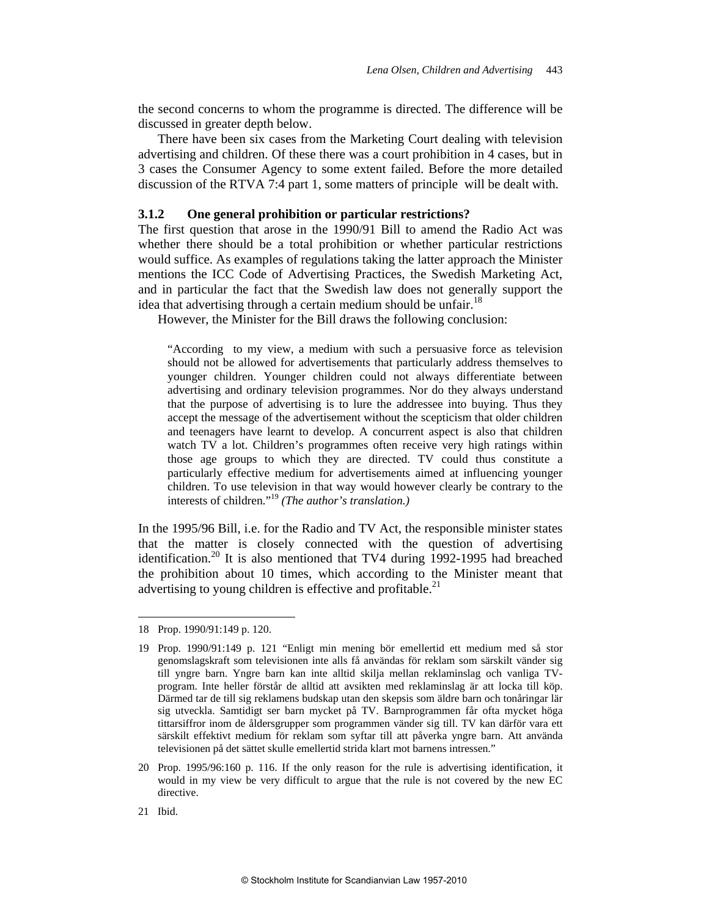the second concerns to whom the programme is directed. The difference will be discussed in greater depth below.

There have been six cases from the Marketing Court dealing with television advertising and children. Of these there was a court prohibition in 4 cases, but in 3 cases the Consumer Agency to some extent failed. Before the more detailed discussion of the RTVA 7:4 part 1, some matters of principle will be dealt with.

### 3.1.2 One general prohibition or particular restrictions?

The first question that arose in the 1990/91 Bill to amend the Radio Act was whether there should be a total prohibition or whether particular restrictions would suffice. As examples of regulations taking the latter approach the Minister mentions the ICC Code of Advertising Practices, the Swedish Marketing Act, and in particular the fact that the Swedish law does not generally support the idea that advertising through a certain medium should be unfair.[18]

However, the Minister for the Bill draws the following conclusion:

> "According to my view, a medium with such a persuasive force as television should not be allowed for advertisements that particularly address themselves to younger children. Younger children could not always differentiate between advertising and ordinary television programmes. Nor do they always understand that the purpose of advertising is to lure the addressee into buying. Thus they accept the message of the advertisement without the scepticism that older children and teenagers have learnt to develop. A concurrent aspect is also that children watch TV a lot. Children's programmes often receive very high ratings within those age groups to which they are directed. TV could thus constitute a particularly effective medium for advertisements aimed at influencing younger children. To use television in that way would however clearly be contrary to the interests of children."[19] *(The author's translation.)*

In the 1995/96 Bill, i.e. for the Radio and TV Act, the responsible minister states that the matter is closely connected with the question of advertising identification.[20] It is also mentioned that TV4 during 1992-1995 had breached the prohibition about 10 times, which according to the Minister meant that advertising to young children is effective and profitable.[21]

---

18 Prop. 1990/91:149 p. 120.

19 Prop. 1990/91:149 p. 121 "Enligt min mening bör emellertid ett medium med så stor genomslagskraft som televisionen inte alls få användas för reklam som särskilt vänder sig till yngre barn. Yngre barn kan inte alltid skilja mellan reklaminslag och vanliga TV-program. Inte heller förstår de alltid att avsikten med reklaminslag är att locka till köp. Därmed tar de till sig reklamens budskap utan den skepsis som äldre barn och tonåringar lär sig utveckla. Samtidigt ser barn mycket på TV. Barnprogrammen får ofta mycket höga tittarsiffror inom de åldersgrupper som programmen vänder sig till. TV kan därför vara ett särskilt effektivt medium för reklam som syftar till att påverka yngre barn. Att använda televisionen på det sättet skulle emellertid strida klart mot barnens intressen."

20 Prop. 1995/96:160 p. 116. If the only reason for the rule is advertising identification, it would in my view be very difficult to argue that the rule is not covered by the new EC directive.

21 Ibid.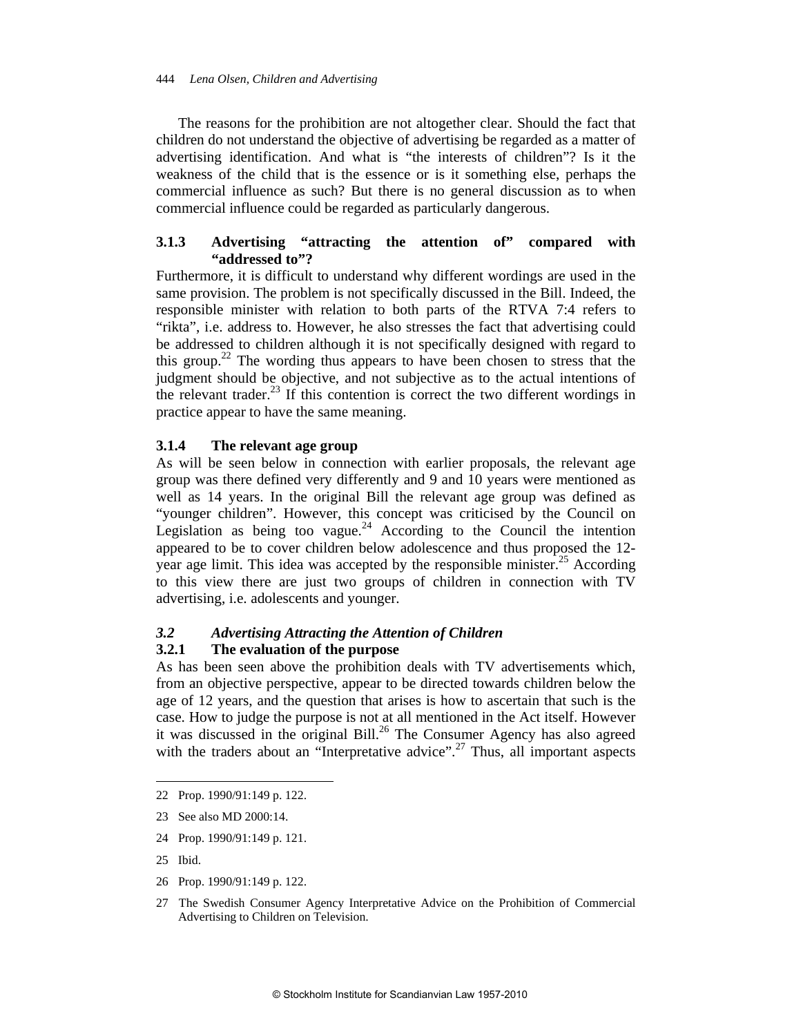The reasons for the prohibition are not altogether clear. Should the fact that children do not understand the objective of advertising be regarded as a matter of advertising identification. And what is "the interests of children"? Is it the weakness of the child that is the essence or is it something else, perhaps the commercial influence as such? But there is no general discussion as to when commercial influence could be regarded as particularly dangerous.

### 3.1.3 Advertising "attracting the attention of" compared with "addressed to"?

Furthermore, it is difficult to understand why different wordings are used in the same provision. The problem is not specifically discussed in the Bill. Indeed, the responsible minister with relation to both parts of the RTVA 7:4 refers to "rikta", i.e. address to. However, he also stresses the fact that advertising could be addressed to children although it is not specifically designed with regard to this group.[22] The wording thus appears to have been chosen to stress that the judgment should be objective, and not subjective as to the actual intentions of the relevant trader.[23] If this contention is correct the two different wordings in practice appear to have the same meaning.

### 3.1.4 The relevant age group

As will be seen below in connection with earlier proposals, the relevant age group was there defined very differently and 9 and 10 years were mentioned as well as 14 years. In the original Bill the relevant age group was defined as "younger children". However, this concept was criticised by the Council on Legislation as being too vague.[24] According to the Council the intention appeared to be to cover children below adolescence and thus proposed the 12-year age limit. This idea was accepted by the responsible minister.[25] According to this view there are just two groups of children in connection with TV advertising, i.e. adolescents and younger.

## *3.2 Advertising Attracting the Attention of Children*

### 3.2.1 The evaluation of the purpose

As has been seen above the prohibition deals with TV advertisements which, from an objective perspective, appear to be directed towards children below the age of 12 years, and the question that arises is how to ascertain that such is the case. How to judge the purpose is not at all mentioned in the Act itself. However it was discussed in the original Bill.[26] The Consumer Agency has also agreed with the traders about an "Interpretative advice".[27] Thus, all important aspects

---

22 Prop. 1990/91:149 p. 122.

23 See also MD 2000:14.

24 Prop. 1990/91:149 p. 121.

25 Ibid.

26 Prop. 1990/91:149 p. 122.

27 The Swedish Consumer Agency Interpretative Advice on the Prohibition of Commercial Advertising to Children on Television.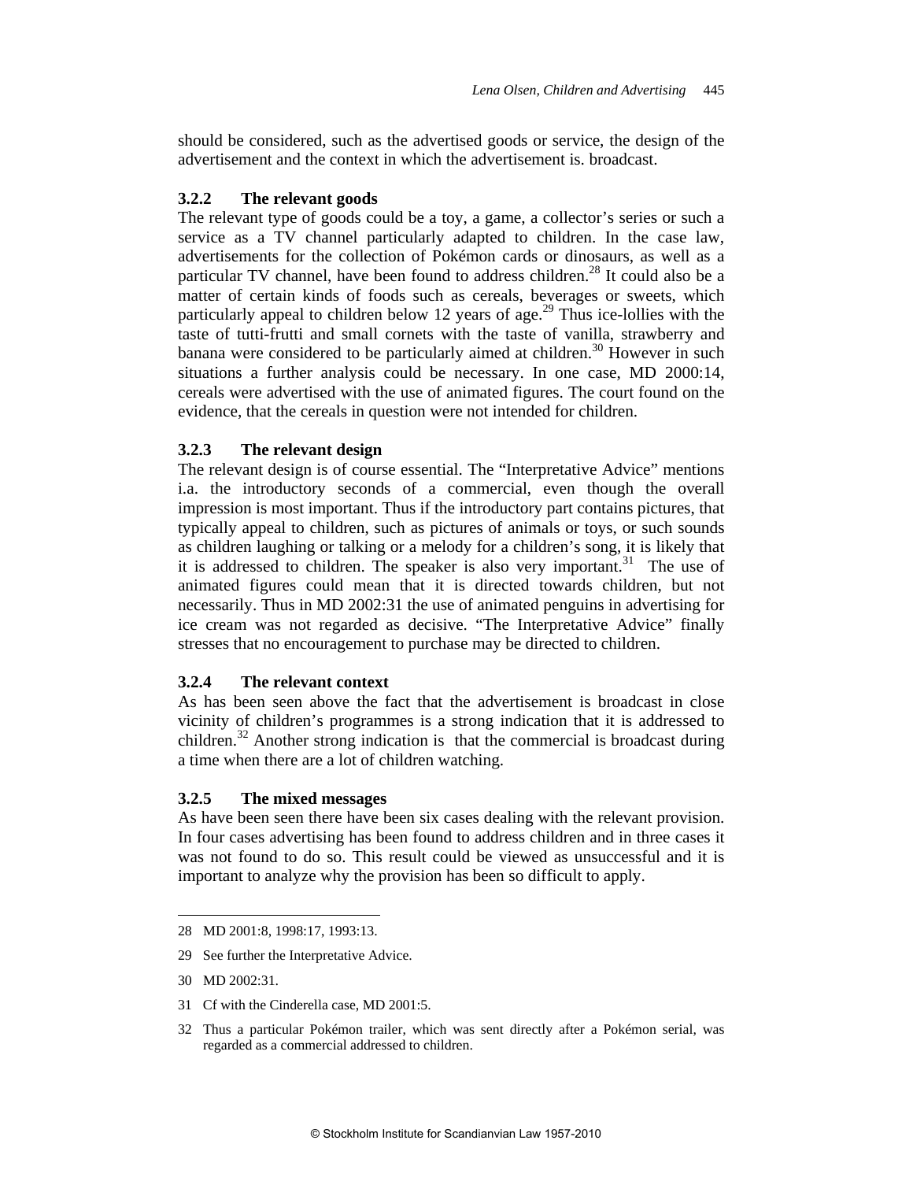should be considered, such as the advertised goods or service, the design of the advertisement and the context in which the advertisement is. broadcast.

### 3.2.2 The relevant goods

The relevant type of goods could be a toy, a game, a collector's series or such a service as a TV channel particularly adapted to children. In the case law, advertisements for the collection of Pokémon cards or dinosaurs, as well as a particular TV channel, have been found to address children.[28] It could also be a matter of certain kinds of foods such as cereals, beverages or sweets, which particularly appeal to children below 12 years of age.[29] Thus ice-lollies with the taste of tutti-frutti and small cornets with the taste of vanilla, strawberry and banana were considered to be particularly aimed at children.[30] However in such situations a further analysis could be necessary. In one case, MD 2000:14, cereals were advertised with the use of animated figures. The court found on the evidence, that the cereals in question were not intended for children.

### 3.2.3 The relevant design

The relevant design is of course essential. The "Interpretative Advice" mentions i.a. the introductory seconds of a commercial, even though the overall impression is most important. Thus if the introductory part contains pictures, that typically appeal to children, such as pictures of animals or toys, or such sounds as children laughing or talking or a melody for a children's song, it is likely that it is addressed to children. The speaker is also very important.[31] The use of animated figures could mean that it is directed towards children, but not necessarily. Thus in MD 2002:31 the use of animated penguins in advertising for ice cream was not regarded as decisive. "The Interpretative Advice" finally stresses that no encouragement to purchase may be directed to children.

### 3.2.4 The relevant context

As has been seen above the fact that the advertisement is broadcast in close vicinity of children's programmes is a strong indication that it is addressed to children.[32] Another strong indication is that the commercial is broadcast during a time when there are a lot of children watching.

### 3.2.5 The mixed messages

As have been seen there have been six cases dealing with the relevant provision. In four cases advertising has been found to address children and in three cases it was not found to do so. This result could be viewed as unsuccessful and it is important to analyze why the provision has been so difficult to apply.

---

28 MD 2001:8, 1998:17, 1993:13.

29 See further the Interpretative Advice.

30 MD 2002:31.

31 Cf with the Cinderella case, MD 2001:5.

32 Thus a particular Pokémon trailer, which was sent directly after a Pokémon serial, was regarded as a commercial addressed to children.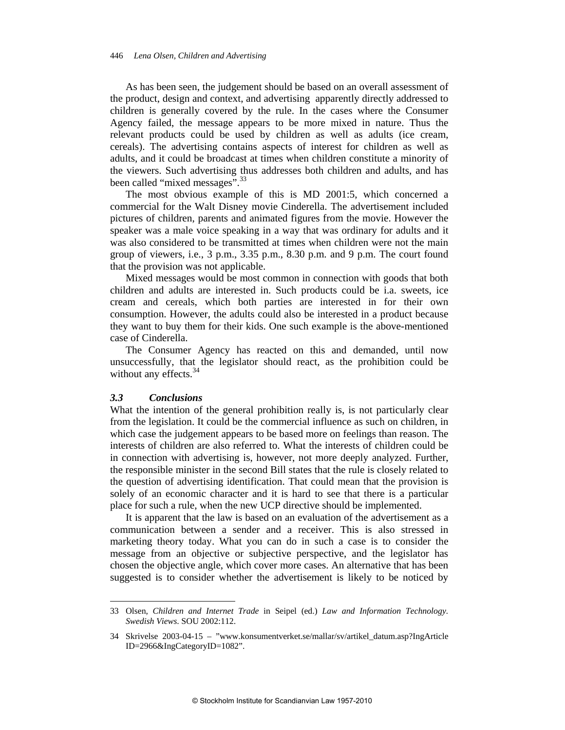As has been seen, the judgement should be based on an overall assessment of the product, design and context, and advertising apparently directly addressed to children is generally covered by the rule. In the cases where the Consumer Agency failed, the message appears to be more mixed in nature. Thus the relevant products could be used by children as well as adults (ice cream, cereals). The advertising contains aspects of interest for children as well as adults, and it could be broadcast at times when children constitute a minority of the viewers. Such advertising thus addresses both children and adults, and has been called "mixed messages".[33]

The most obvious example of this is MD 2001:5, which concerned a commercial for the Walt Disney movie Cinderella. The advertisement included pictures of children, parents and animated figures from the movie. However the speaker was a male voice speaking in a way that was ordinary for adults and it was also considered to be transmitted at times when children were not the main group of viewers, i.e., 3 p.m., 3.35 p.m., 8.30 p.m. and 9 p.m. The court found that the provision was not applicable.

Mixed messages would be most common in connection with goods that both children and adults are interested in. Such products could be i.a. sweets, ice cream and cereals, which both parties are interested in for their own consumption. However, the adults could also be interested in a product because they want to buy them for their kids. One such example is the above-mentioned case of Cinderella.

The Consumer Agency has reacted on this and demanded, until now unsuccessfully, that the legislator should react, as the prohibition could be without any effects.[34]

### *3.3 Conclusions*

What the intention of the general prohibition really is, is not particularly clear from the legislation. It could be the commercial influence as such on children, in which case the judgement appears to be based more on feelings than reason. The interests of children are also referred to. What the interests of children could be in connection with advertising is, however, not more deeply analyzed. Further, the responsible minister in the second Bill states that the rule is closely related to the question of advertising identification. That could mean that the provision is solely of an economic character and it is hard to see that there is a particular place for such a rule, when the new UCP directive should be implemented.

It is apparent that the law is based on an evaluation of the advertisement as a communication between a sender and a receiver. This is also stressed in marketing theory today. What you can do in such a case is to consider the message from an objective or subjective perspective, and the legislator has chosen the objective angle, which cover more cases. An alternative that has been suggested is to consider whether the advertisement is likely to be noticed by

---

33 Olsen, *Children and Internet Trade* in Seipel (ed.) *Law and Information Technology. Swedish Views*. SOU 2002:112.

34 Skrivelse 2003-04-15 – "www.konsumentverket.se/mallar/sv/artikel_datum.asp?IngArticleID=2966&IngCategoryID=1082".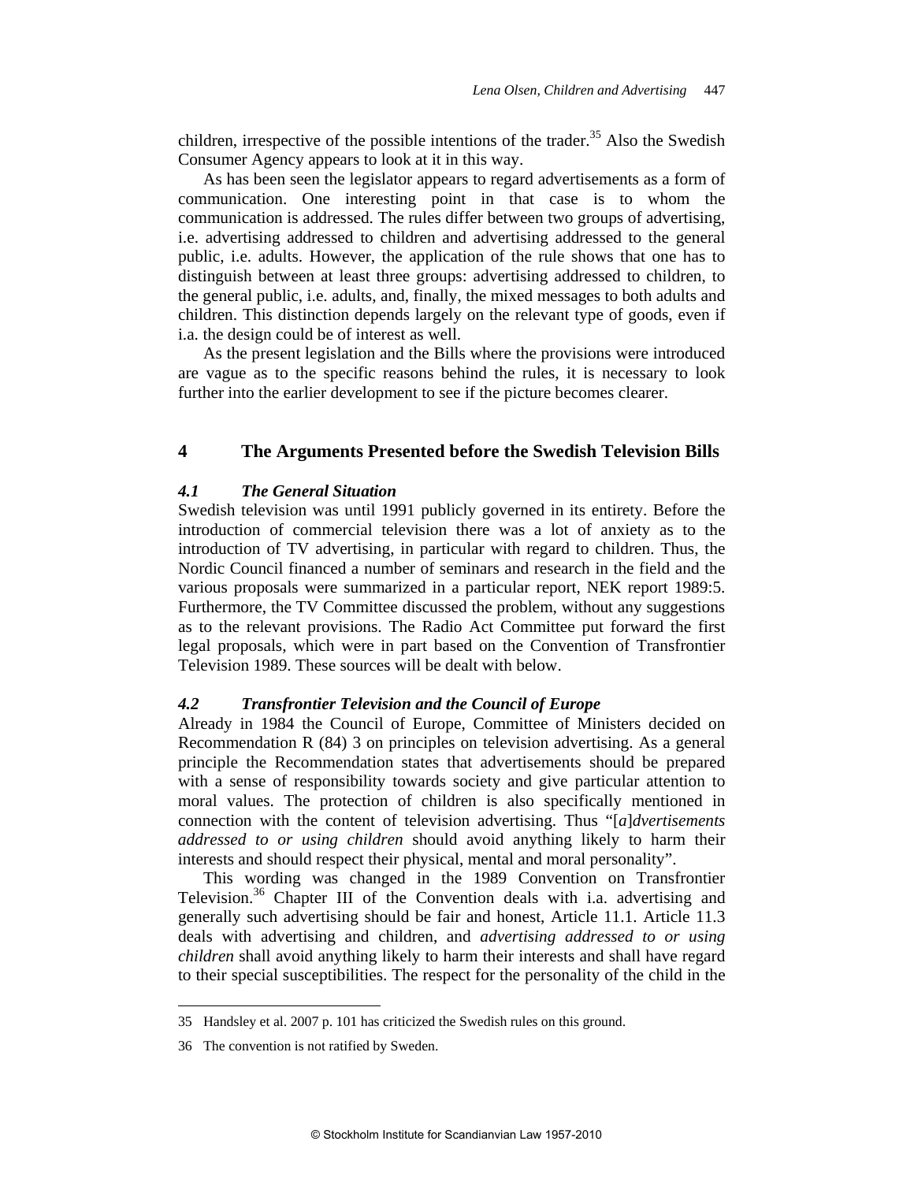children, irrespective of the possible intentions of the trader.[35] Also the Swedish Consumer Agency appears to look at it in this way.

As has been seen the legislator appears to regard advertisements as a form of communication. One interesting point in that case is to whom the communication is addressed. The rules differ between two groups of advertising, i.e. advertising addressed to children and advertising addressed to the general public, i.e. adults. However, the application of the rule shows that one has to distinguish between at least three groups: advertising addressed to children, to the general public, i.e. adults, and, finally, the mixed messages to both adults and children. This distinction depends largely on the relevant type of goods, even if i.a. the design could be of interest as well.

As the present legislation and the Bills where the provisions were introduced are vague as to the specific reasons behind the rules, it is necessary to look further into the earlier development to see if the picture becomes clearer.

## 4 The Arguments Presented before the Swedish Television Bills

### *4.1 The General Situation*

Swedish television was until 1991 publicly governed in its entirety. Before the introduction of commercial television there was a lot of anxiety as to the introduction of TV advertising, in particular with regard to children. Thus, the Nordic Council financed a number of seminars and research in the field and the various proposals were summarized in a particular report, NEK report 1989:5. Furthermore, the TV Committee discussed the problem, without any suggestions as to the relevant provisions. The Radio Act Committee put forward the first legal proposals, which were in part based on the Convention of Transfrontier Television 1989. These sources will be dealt with below.

### *4.2 Transfrontier Television and the Council of Europe*

Already in 1984 the Council of Europe, Committee of Ministers decided on Recommendation R (84) 3 on principles on television advertising. As a general principle the Recommendation states that advertisements should be prepared with a sense of responsibility towards society and give particular attention to moral values. The protection of children is also specifically mentioned in connection with the content of television advertising. Thus "[*a*]*dvertisements addressed to or using children* should avoid anything likely to harm their interests and should respect their physical, mental and moral personality".

This wording was changed in the 1989 Convention on Transfrontier Television.[36] Chapter III of the Convention deals with i.a. advertising and generally such advertising should be fair and honest, Article 11.1. Article 11.3 deals with advertising and children, and *advertising addressed to or using children* shall avoid anything likely to harm their interests and shall have regard to their special susceptibilities. The respect for the personality of the child in the

---

35 Handsley et al. 2007 p. 101 has criticized the Swedish rules on this ground.

36 The convention is not ratified by Sweden.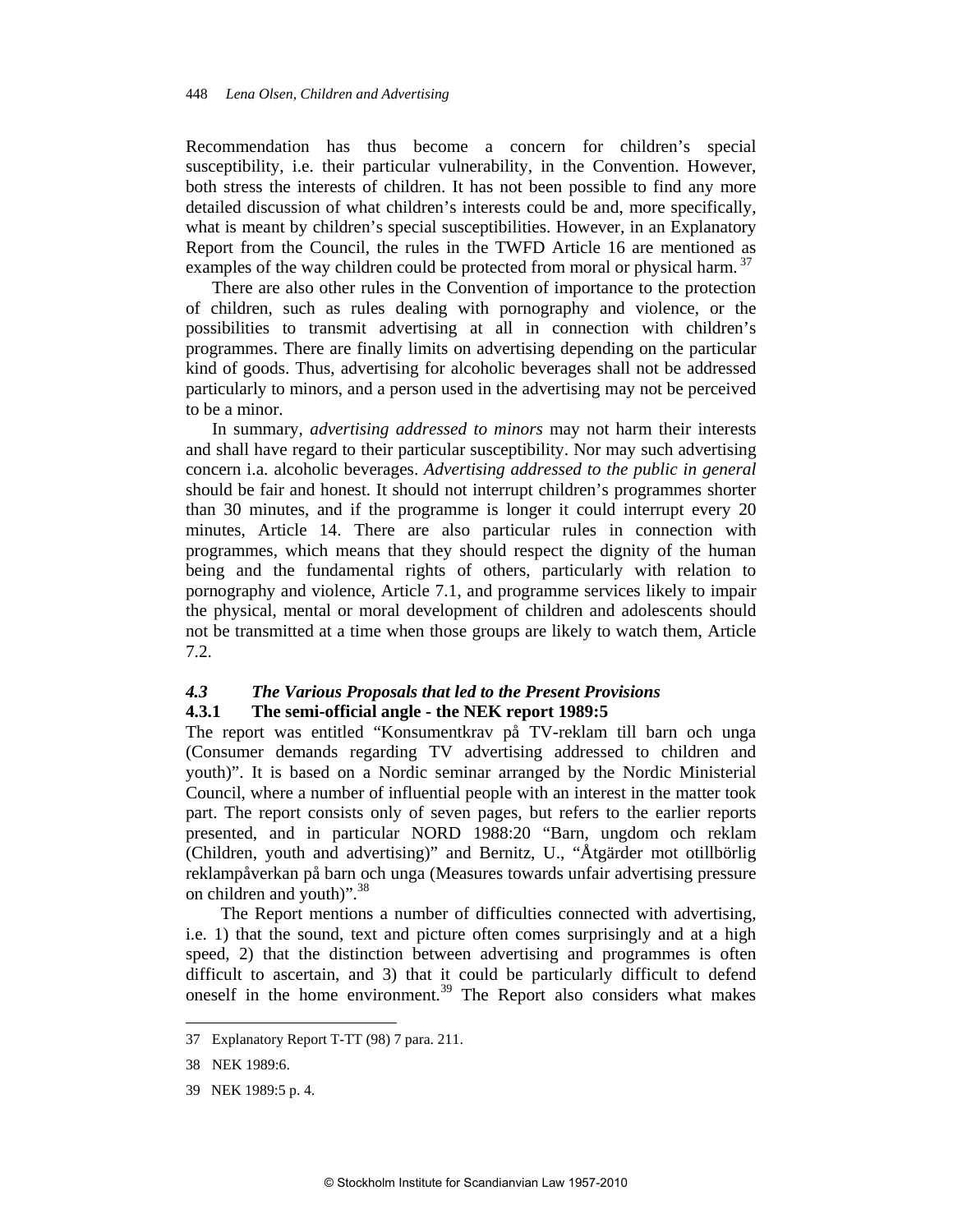Recommendation has thus become a concern for children's special susceptibility, i.e. their particular vulnerability, in the Convention. However, both stress the interests of children. It has not been possible to find any more detailed discussion of what children's interests could be and, more specifically, what is meant by children's special susceptibilities. However, in an Explanatory Report from the Council, the rules in the TWFD Article 16 are mentioned as examples of the way children could be protected from moral or physical harm.[37]

There are also other rules in the Convention of importance to the protection of children, such as rules dealing with pornography and violence, or the possibilities to transmit advertising at all in connection with children's programmes. There are finally limits on advertising depending on the particular kind of goods. Thus, advertising for alcoholic beverages shall not be addressed particularly to minors, and a person used in the advertising may not be perceived to be a minor.

In summary, *advertising addressed to minors* may not harm their interests and shall have regard to their particular susceptibility. Nor may such advertising concern i.a. alcoholic beverages. *Advertising addressed to the public in general* should be fair and honest. It should not interrupt children's programmes shorter than 30 minutes, and if the programme is longer it could interrupt every 20 minutes, Article 14. There are also particular rules in connection with programmes, which means that they should respect the dignity of the human being and the fundamental rights of others, particularly with relation to pornography and violence, Article 7.1, and programme services likely to impair the physical, mental or moral development of children and adolescents should not be transmitted at a time when those groups are likely to watch them, Article 7.2.

### *4.3 The Various Proposals that led to the Present Provisions*

#### 4.3.1 The semi-official angle - the NEK report 1989:5

The report was entitled "Konsumentkrav på TV-reklam till barn och unga (Consumer demands regarding TV advertising addressed to children and youth)". It is based on a Nordic seminar arranged by the Nordic Ministerial Council, where a number of influential people with an interest in the matter took part. The report consists only of seven pages, but refers to the earlier reports presented, and in particular NORD 1988:20 "Barn, ungdom och reklam (Children, youth and advertising)" and Bernitz, U., "Åtgärder mot otillbörlig reklampåverkan på barn och unga (Measures towards unfair advertising pressure on children and youth)".[38]

The Report mentions a number of difficulties connected with advertising, i.e. 1) that the sound, text and picture often comes surprisingly and at a high speed, 2) that the distinction between advertising and programmes is often difficult to ascertain, and 3) that it could be particularly difficult to defend oneself in the home environment.[39] The Report also considers what makes

---

37 Explanatory Report T-TT (98) 7 para. 211.

38 NEK 1989:6.

39 NEK 1989:5 p. 4.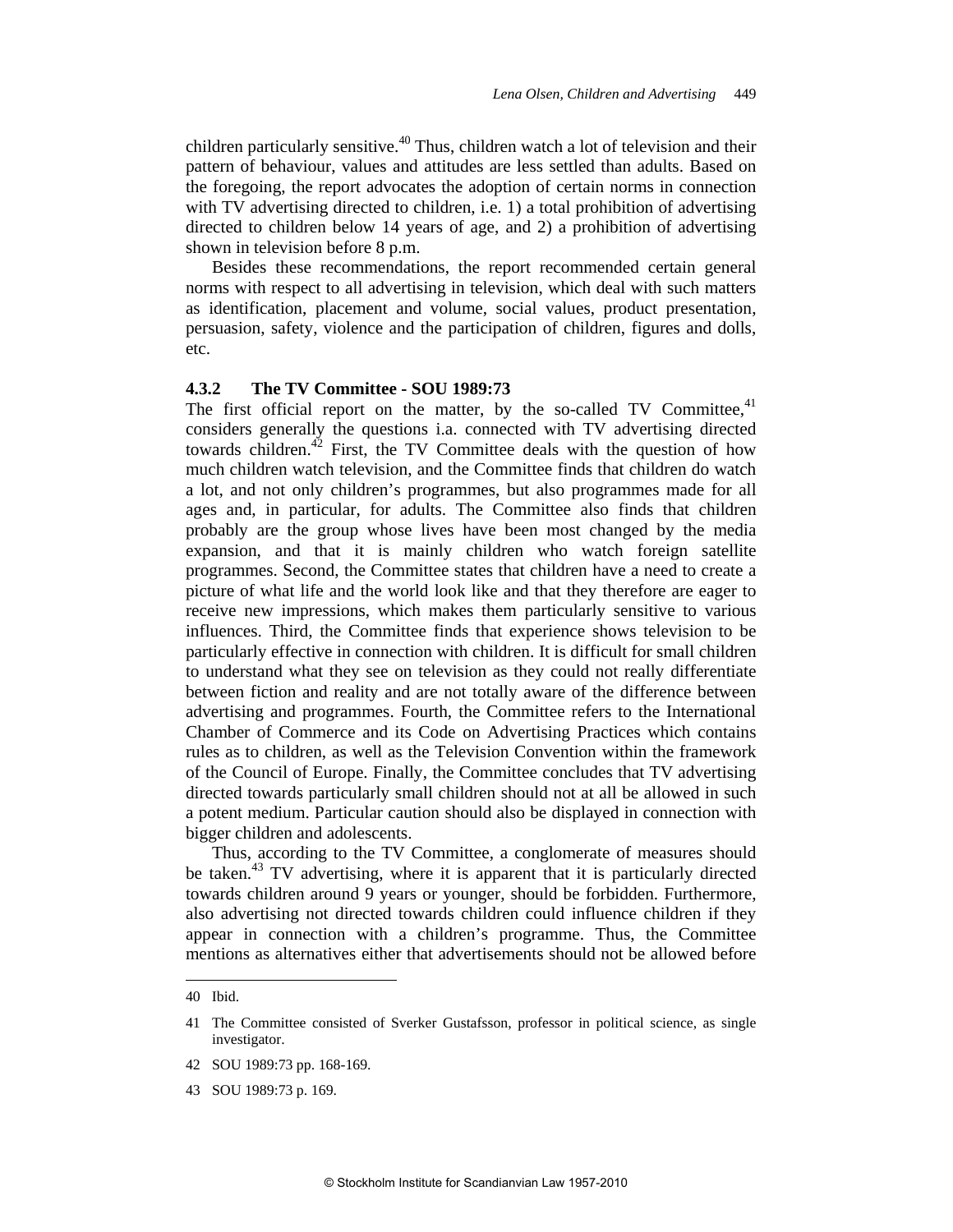children particularly sensitive.[40] Thus, children watch a lot of television and their pattern of behaviour, values and attitudes are less settled than adults. Based on the foregoing, the report advocates the adoption of certain norms in connection with TV advertising directed to children, i.e. 1) a total prohibition of advertising directed to children below 14 years of age, and 2) a prohibition of advertising shown in television before 8 p.m.

Besides these recommendations, the report recommended certain general norms with respect to all advertising in television, which deal with such matters as identification, placement and volume, social values, product presentation, persuasion, safety, violence and the participation of children, figures and dolls, etc.

### 4.3.2 The TV Committee - SOU 1989:73

The first official report on the matter, by the so-called TV Committee,[41] considers generally the questions i.a. connected with TV advertising directed towards children.[42] First, the TV Committee deals with the question of how much children watch television, and the Committee finds that children do watch a lot, and not only children's programmes, but also programmes made for all ages and, in particular, for adults. The Committee also finds that children probably are the group whose lives have been most changed by the media expansion, and that it is mainly children who watch foreign satellite programmes. Second, the Committee states that children have a need to create a picture of what life and the world look like and that they therefore are eager to receive new impressions, which makes them particularly sensitive to various influences. Third, the Committee finds that experience shows television to be particularly effective in connection with children. It is difficult for small children to understand what they see on television as they could not really differentiate between fiction and reality and are not totally aware of the difference between advertising and programmes. Fourth, the Committee refers to the International Chamber of Commerce and its Code on Advertising Practices which contains rules as to children, as well as the Television Convention within the framework of the Council of Europe. Finally, the Committee concludes that TV advertising directed towards particularly small children should not at all be allowed in such a potent medium. Particular caution should also be displayed in connection with bigger children and adolescents.

Thus, according to the TV Committee, a conglomerate of measures should be taken.[43] TV advertising, where it is apparent that it is particularly directed towards children around 9 years or younger, should be forbidden. Furthermore, also advertising not directed towards children could influence children if they appear in connection with a children's programme. Thus, the Committee mentions as alternatives either that advertisements should not be allowed before

---

40 Ibid.

41 The Committee consisted of Sverker Gustafsson, professor in political science, as single investigator.

42 SOU 1989:73 pp. 168-169.

43 SOU 1989:73 p. 169.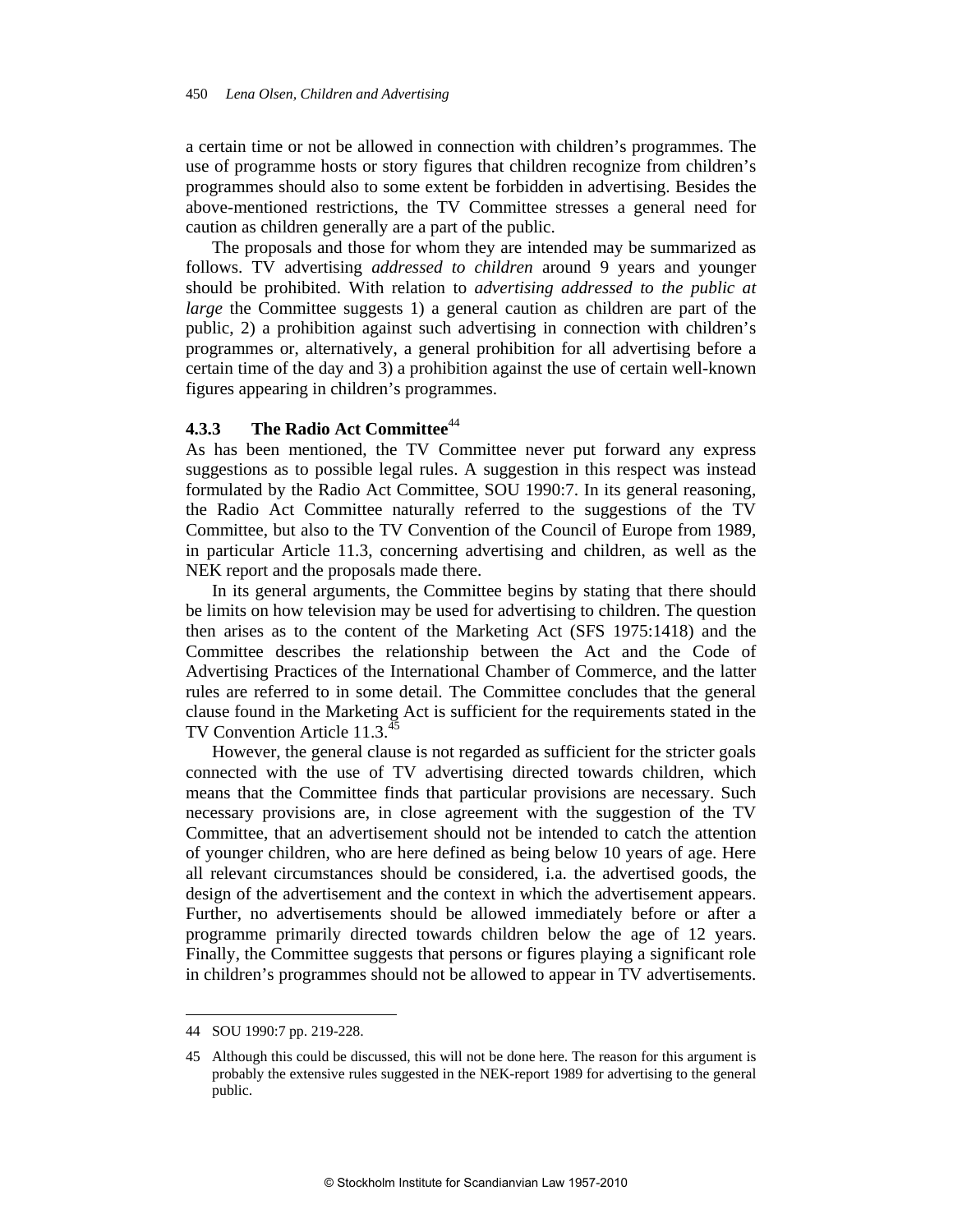a certain time or not be allowed in connection with children's programmes. The use of programme hosts or story figures that children recognize from children's programmes should also to some extent be forbidden in advertising. Besides the above-mentioned restrictions, the TV Committee stresses a general need for caution as children generally are a part of the public.

The proposals and those for whom they are intended may be summarized as follows. TV advertising *addressed to children* around 9 years and younger should be prohibited. With relation to *advertising addressed to the public at large* the Committee suggests 1) a general caution as children are part of the public, 2) a prohibition against such advertising in connection with children's programmes or, alternatively, a general prohibition for all advertising before a certain time of the day and 3) a prohibition against the use of certain well-known figures appearing in children's programmes.

### 4.3.3 The Radio Act Committee[44]

As has been mentioned, the TV Committee never put forward any express suggestions as to possible legal rules. A suggestion in this respect was instead formulated by the Radio Act Committee, SOU 1990:7. In its general reasoning, the Radio Act Committee naturally referred to the suggestions of the TV Committee, but also to the TV Convention of the Council of Europe from 1989, in particular Article 11.3, concerning advertising and children, as well as the NEK report and the proposals made there.

In its general arguments, the Committee begins by stating that there should be limits on how television may be used for advertising to children. The question then arises as to the content of the Marketing Act (SFS 1975:1418) and the Committee describes the relationship between the Act and the Code of Advertising Practices of the International Chamber of Commerce, and the latter rules are referred to in some detail. The Committee concludes that the general clause found in the Marketing Act is sufficient for the requirements stated in the TV Convention Article 11.3.[45]

However, the general clause is not regarded as sufficient for the stricter goals connected with the use of TV advertising directed towards children, which means that the Committee finds that particular provisions are necessary. Such necessary provisions are, in close agreement with the suggestion of the TV Committee, that an advertisement should not be intended to catch the attention of younger children, who are here defined as being below 10 years of age. Here all relevant circumstances should be considered, i.a. the advertised goods, the design of the advertisement and the context in which the advertisement appears. Further, no advertisements should be allowed immediately before or after a programme primarily directed towards children below the age of 12 years. Finally, the Committee suggests that persons or figures playing a significant role in children's programmes should not be allowed to appear in TV advertisements.

---

44 SOU 1990:7 pp. 219-228.

45 Although this could be discussed, this will not be done here. The reason for this argument is probably the extensive rules suggested in the NEK-report 1989 for advertising to the general public.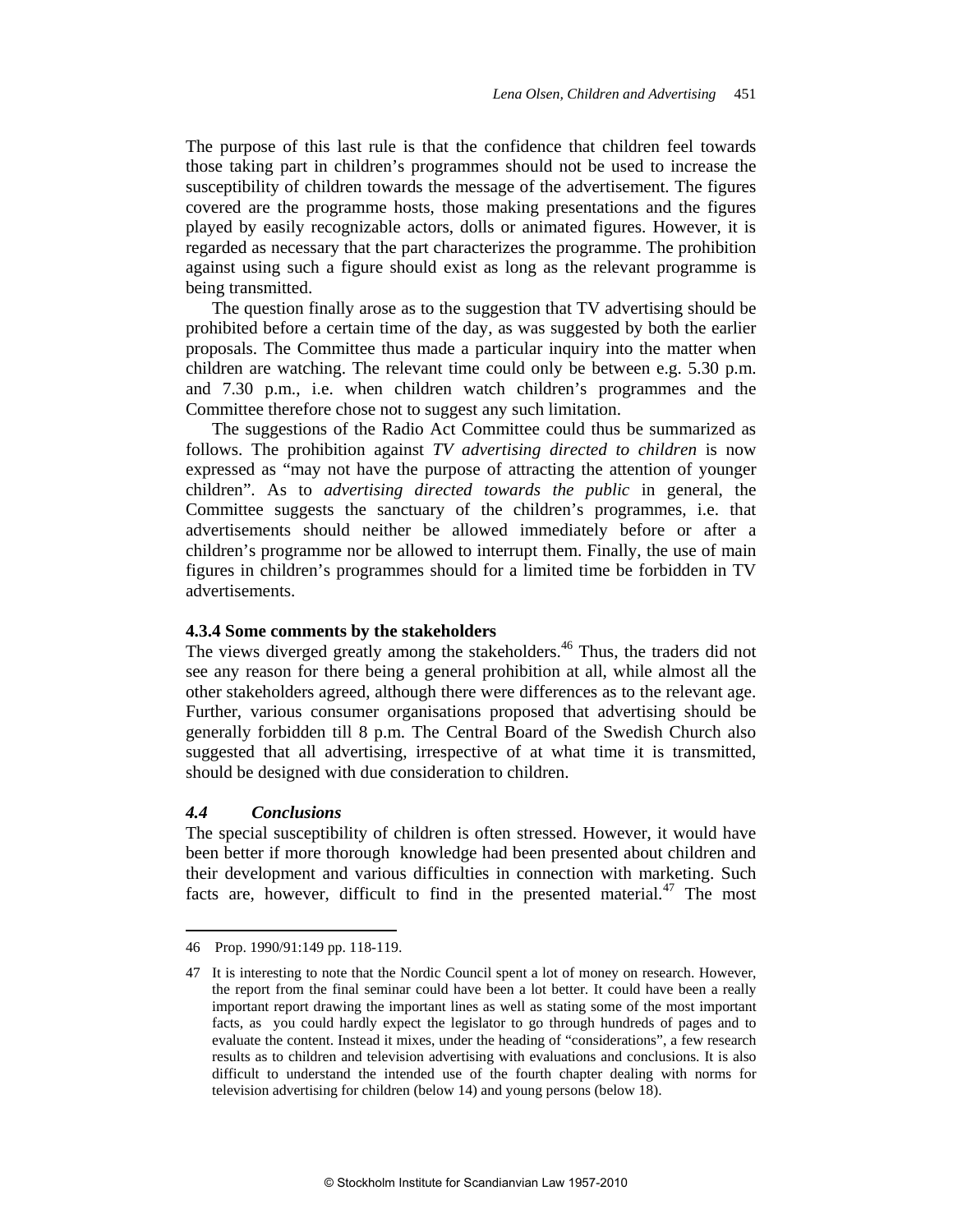The purpose of this last rule is that the confidence that children feel towards those taking part in children's programmes should not be used to increase the susceptibility of children towards the message of the advertisement. The figures covered are the programme hosts, those making presentations and the figures played by easily recognizable actors, dolls or animated figures. However, it is regarded as necessary that the part characterizes the programme. The prohibition against using such a figure should exist as long as the relevant programme is being transmitted.

The question finally arose as to the suggestion that TV advertising should be prohibited before a certain time of the day, as was suggested by both the earlier proposals. The Committee thus made a particular inquiry into the matter when children are watching. The relevant time could only be between e.g. 5.30 p.m. and 7.30 p.m., i.e. when children watch children's programmes and the Committee therefore chose not to suggest any such limitation.

The suggestions of the Radio Act Committee could thus be summarized as follows. The prohibition against *TV advertising directed to children* is now expressed as "may not have the purpose of attracting the attention of younger children". As to *advertising directed towards the public* in general, the Committee suggests the sanctuary of the children's programmes, i.e. that advertisements should neither be allowed immediately before or after a children's programme nor be allowed to interrupt them. Finally, the use of main figures in children's programmes should for a limited time be forbidden in TV advertisements.

#### 4.3.4 Some comments by the stakeholders

The views diverged greatly among the stakeholders.[46] Thus, the traders did not see any reason for there being a general prohibition at all, while almost all the other stakeholders agreed, although there were differences as to the relevant age. Further, various consumer organisations proposed that advertising should be generally forbidden till 8 p.m. The Central Board of the Swedish Church also suggested that all advertising, irrespective of at what time it is transmitted, should be designed with due consideration to children.

### *4.4 Conclusions*

The special susceptibility of children is often stressed. However, it would have been better if more thorough knowledge had been presented about children and their development and various difficulties in connection with marketing. Such facts are, however, difficult to find in the presented material.[47] The most

---

46 Prop. 1990/91:149 pp. 118-119.

47 It is interesting to note that the Nordic Council spent a lot of money on research. However, the report from the final seminar could have been a lot better. It could have been a really important report drawing the important lines as well as stating some of the most important facts, as you could hardly expect the legislator to go through hundreds of pages and to evaluate the content. Instead it mixes, under the heading of "considerations", a few research results as to children and television advertising with evaluations and conclusions. It is also difficult to understand the intended use of the fourth chapter dealing with norms for television advertising for children (below 14) and young persons (below 18).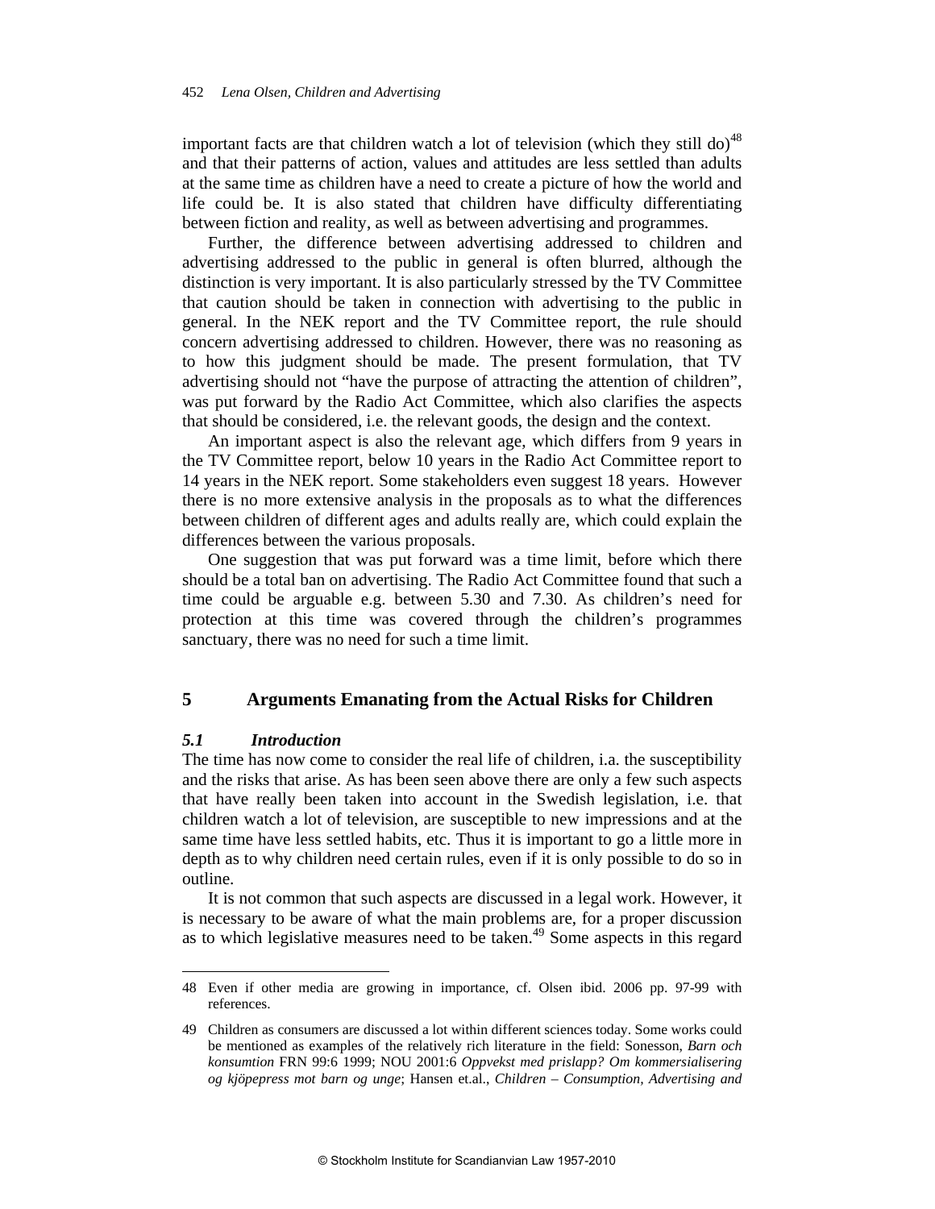important facts are that children watch a lot of television (which they still do)[48] and that their patterns of action, values and attitudes are less settled than adults at the same time as children have a need to create a picture of how the world and life could be. It is also stated that children have difficulty differentiating between fiction and reality, as well as between advertising and programmes.

Further, the difference between advertising addressed to children and advertising addressed to the public in general is often blurred, although the distinction is very important. It is also particularly stressed by the TV Committee that caution should be taken in connection with advertising to the public in general. In the NEK report and the TV Committee report, the rule should concern advertising addressed to children. However, there was no reasoning as to how this judgment should be made. The present formulation, that TV advertising should not "have the purpose of attracting the attention of children", was put forward by the Radio Act Committee, which also clarifies the aspects that should be considered, i.e. the relevant goods, the design and the context.

An important aspect is also the relevant age, which differs from 9 years in the TV Committee report, below 10 years in the Radio Act Committee report to 14 years in the NEK report. Some stakeholders even suggest 18 years. However there is no more extensive analysis in the proposals as to what the differences between children of different ages and adults really are, which could explain the differences between the various proposals.

One suggestion that was put forward was a time limit, before which there should be a total ban on advertising. The Radio Act Committee found that such a time could be arguable e.g. between 5.30 and 7.30. As children's need for protection at this time was covered through the children's programmes sanctuary, there was no need for such a time limit.

## 5 Arguments Emanating from the Actual Risks for Children

### *5.1 Introduction*

The time has now come to consider the real life of children, i.a. the susceptibility and the risks that arise. As has been seen above there are only a few such aspects that have really been taken into account in the Swedish legislation, i.e. that children watch a lot of television, are susceptible to new impressions and at the same time have less settled habits, etc. Thus it is important to go a little more in depth as to why children need certain rules, even if it is only possible to do so in outline.

It is not common that such aspects are discussed in a legal work. However, it is necessary to be aware of what the main problems are, for a proper discussion as to which legislative measures need to be taken.[49] Some aspects in this regard

---

48 Even if other media are growing in importance, cf. Olsen ibid. 2006 pp. 97-99 with references.

49 Children as consumers are discussed a lot within different sciences today. Some works could be mentioned as examples of the relatively rich literature in the field: Sonesson, *Barn och konsumtion* FRN 99:6 1999; NOU 2001:6 *Oppvekst med prislapp? Om kommersialisering og kjöpepress mot barn og unge*; Hansen et.al., *Children – Consumption, Advertising and*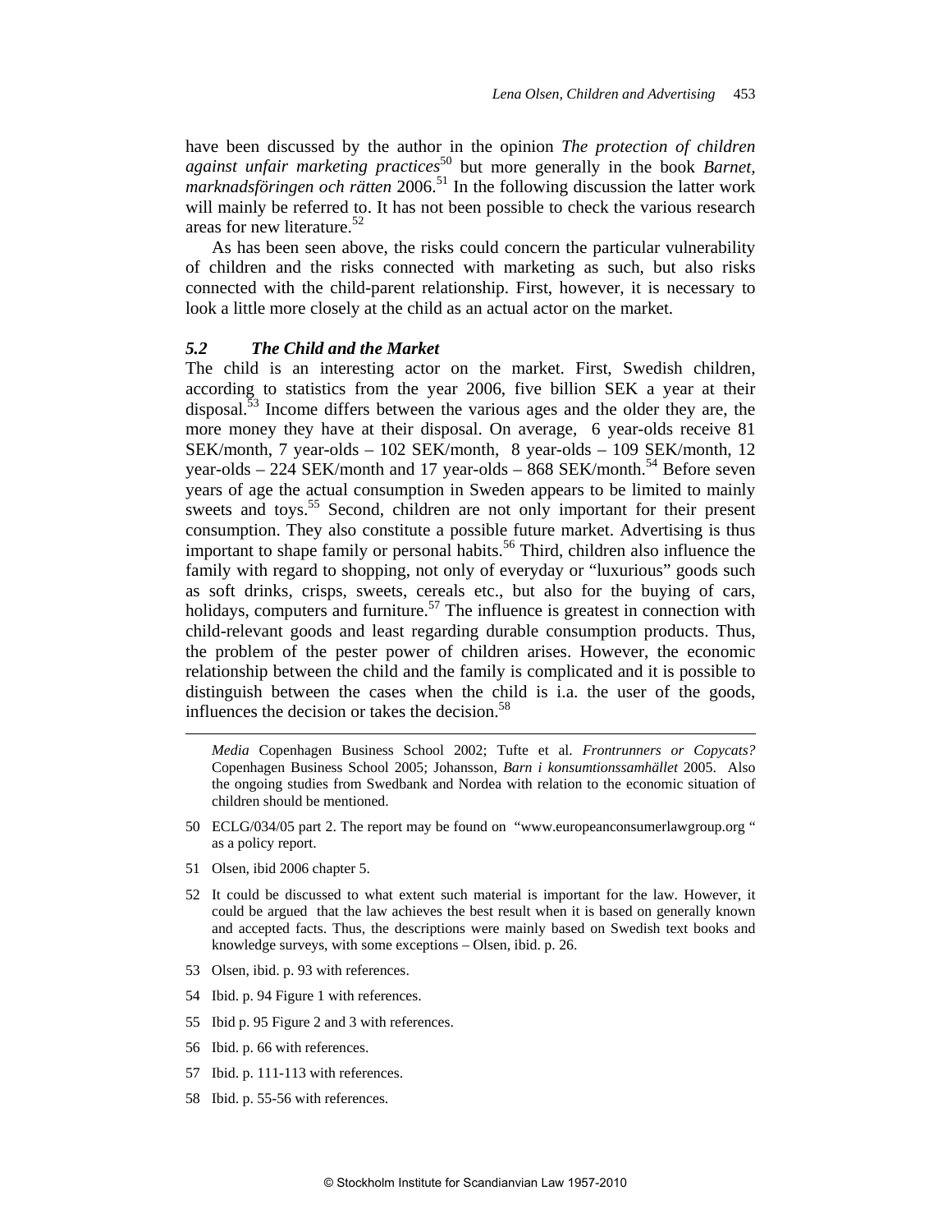have been discussed by the author in the opinion *The protection of children against unfair marketing practices*[50] but more generally in the book *Barnet, marknadsföringen och rätten* 2006.[51] In the following discussion the latter work will mainly be referred to. It has not been possible to check the various research areas for new literature.[52]

As has been seen above, the risks could concern the particular vulnerability of children and the risks connected with marketing as such, but also risks connected with the child-parent relationship. First, however, it is necessary to look a little more closely at the child as an actual actor on the market.

### *5.2 The Child and the Market*

The child is an interesting actor on the market. First, Swedish children, according to statistics from the year 2006, five billion SEK a year at their disposal.[53] Income differs between the various ages and the older they are, the more money they have at their disposal. On average, 6 year-olds receive 81 SEK/month, 7 year-olds – 102 SEK/month, 8 year-olds – 109 SEK/month, 12 year-olds – 224 SEK/month and 17 year-olds – 868 SEK/month.[54] Before seven years of age the actual consumption in Sweden appears to be limited to mainly sweets and toys.[55] Second, children are not only important for their present consumption. They also constitute a possible future market. Advertising is thus important to shape family or personal habits.[56] Third, children also influence the family with regard to shopping, not only of everyday or "luxurious" goods such as soft drinks, crisps, sweets, cereals etc., but also for the buying of cars, holidays, computers and furniture.[57] The influence is greatest in connection with child-relevant goods and least regarding durable consumption products. Thus, the problem of the pester power of children arises. However, the economic relationship between the child and the family is complicated and it is possible to distinguish between the cases when the child is i.a. the user of the goods, influences the decision or takes the decision.[58]

---

*Media* Copenhagen Business School 2002; Tufte et al. *Frontrunners or Copycats?* Copenhagen Business School 2005; Johansson, *Barn i konsumtionssamhället* 2005. Also the ongoing studies from Swedbank and Nordea with relation to the economic situation of children should be mentioned.

50 ECLG/034/05 part 2. The report may be found on "www.europeanconsumerlawgroup.org " as a policy report.

51 Olsen, ibid 2006 chapter 5.

52 It could be discussed to what extent such material is important for the law. However, it could be argued that the law achieves the best result when it is based on generally known and accepted facts. Thus, the descriptions were mainly based on Swedish text books and knowledge surveys, with some exceptions – Olsen, ibid. p. 26.

53 Olsen, ibid. p. 93 with references.

54 Ibid. p. 94 Figure 1 with references.

55 Ibid p. 95 Figure 2 and 3 with references.

56 Ibid. p. 66 with references.

57 Ibid. p. 111-113 with references.

58 Ibid. p. 55-56 with references.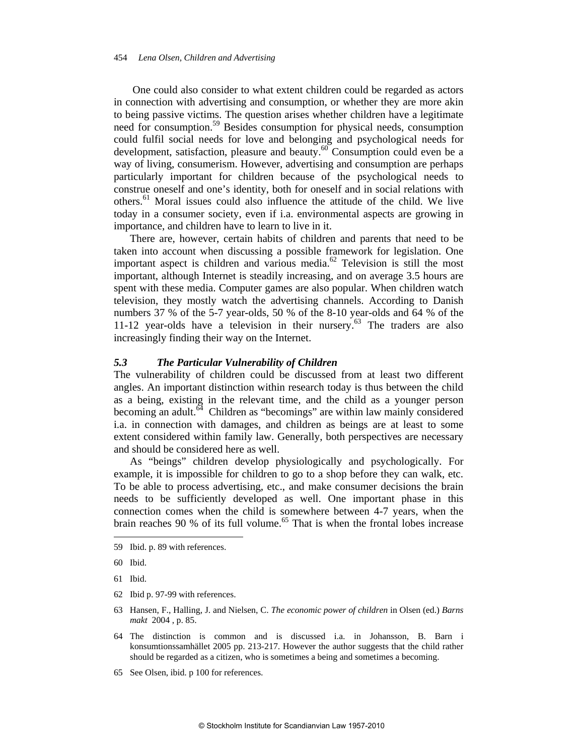One could also consider to what extent children could be regarded as actors in connection with advertising and consumption, or whether they are more akin to being passive victims. The question arises whether children have a legitimate need for consumption.[59] Besides consumption for physical needs, consumption could fulfil social needs for love and belonging and psychological needs for development, satisfaction, pleasure and beauty.[60] Consumption could even be a way of living, consumerism. However, advertising and consumption are perhaps particularly important for children because of the psychological needs to construe oneself and one's identity, both for oneself and in social relations with others.[61] Moral issues could also influence the attitude of the child. We live today in a consumer society, even if i.a. environmental aspects are growing in importance, and children have to learn to live in it.

There are, however, certain habits of children and parents that need to be taken into account when discussing a possible framework for legislation. One important aspect is children and various media.[62] Television is still the most important, although Internet is steadily increasing, and on average 3.5 hours are spent with these media. Computer games are also popular. When children watch television, they mostly watch the advertising channels. According to Danish numbers 37 % of the 5-7 year-olds, 50 % of the 8-10 year-olds and 64 % of the 11-12 year-olds have a television in their nursery.[63] The traders are also increasingly finding their way on the Internet.

### *5.3 The Particular Vulnerability of Children*

The vulnerability of children could be discussed from at least two different angles. An important distinction within research today is thus between the child as a being, existing in the relevant time, and the child as a younger person becoming an adult.[64] Children as "becomings" are within law mainly considered i.a. in connection with damages, and children as beings are at least to some extent considered within family law. Generally, both perspectives are necessary and should be considered here as well.

As "beings" children develop physiologically and psychologically. For example, it is impossible for children to go to a shop before they can walk, etc. To be able to process advertising, etc., and make consumer decisions the brain needs to be sufficiently developed as well. One important phase in this connection comes when the child is somewhere between 4-7 years, when the brain reaches 90 % of its full volume.[65] That is when the frontal lobes increase

---

59 Ibid. p. 89 with references.

60 Ibid.

61 Ibid.

62 Ibid p. 97-99 with references.

63 Hansen, F., Halling, J. and Nielsen, C. *The economic power of children* in Olsen (ed.) *Barns makt* 2004 , p. 85.

64 The distinction is common and is discussed i.a. in Johansson, B. Barn i konsumtionssamhället 2005 pp. 213-217. However the author suggests that the child rather should be regarded as a citizen, who is sometimes a being and sometimes a becoming.

65 See Olsen, ibid. p 100 for references.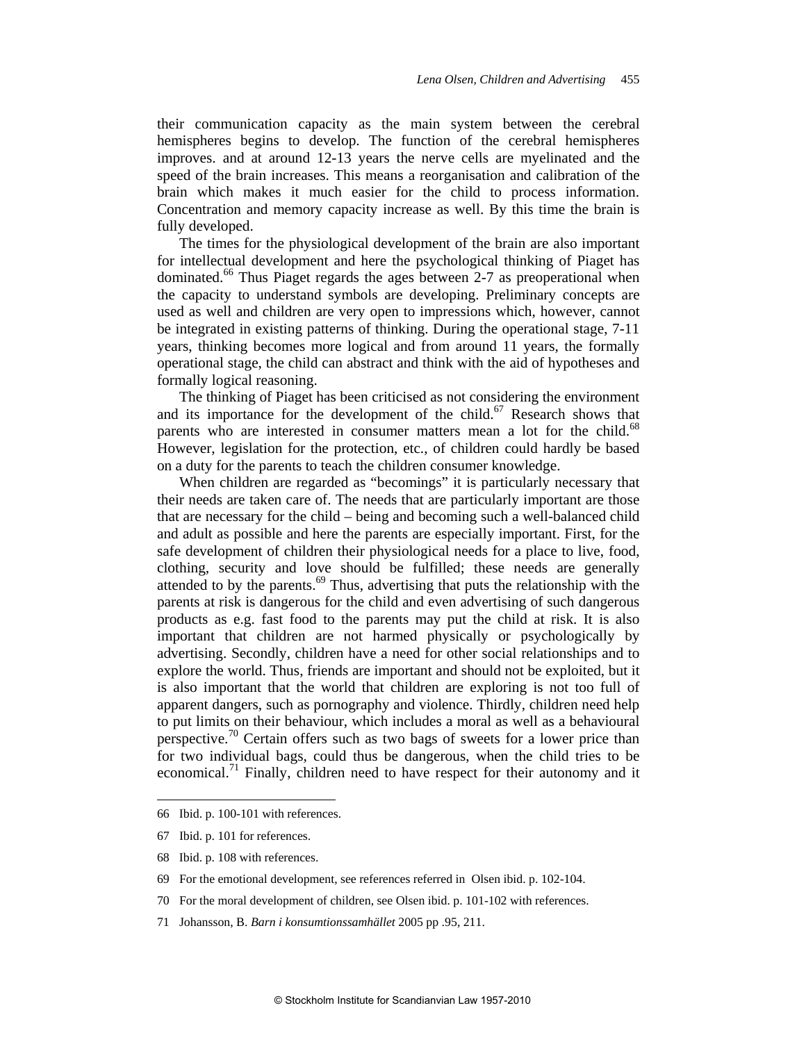their communication capacity as the main system between the cerebral hemispheres begins to develop. The function of the cerebral hemispheres improves. and at around 12-13 years the nerve cells are myelinated and the speed of the brain increases. This means a reorganisation and calibration of the brain which makes it much easier for the child to process information. Concentration and memory capacity increase as well. By this time the brain is fully developed.

The times for the physiological development of the brain are also important for intellectual development and here the psychological thinking of Piaget has dominated.[66] Thus Piaget regards the ages between 2-7 as preoperational when the capacity to understand symbols are developing. Preliminary concepts are used as well and children are very open to impressions which, however, cannot be integrated in existing patterns of thinking. During the operational stage, 7-11 years, thinking becomes more logical and from around 11 years, the formally operational stage, the child can abstract and think with the aid of hypotheses and formally logical reasoning.

The thinking of Piaget has been criticised as not considering the environment and its importance for the development of the child.[67] Research shows that parents who are interested in consumer matters mean a lot for the child.[68] However, legislation for the protection, etc., of children could hardly be based on a duty for the parents to teach the children consumer knowledge.

When children are regarded as "becomings" it is particularly necessary that their needs are taken care of. The needs that are particularly important are those that are necessary for the child – being and becoming such a well-balanced child and adult as possible and here the parents are especially important. First, for the safe development of children their physiological needs for a place to live, food, clothing, security and love should be fulfilled; these needs are generally attended to by the parents.[69] Thus, advertising that puts the relationship with the parents at risk is dangerous for the child and even advertising of such dangerous products as e.g. fast food to the parents may put the child at risk. It is also important that children are not harmed physically or psychologically by advertising. Secondly, children have a need for other social relationships and to explore the world. Thus, friends are important and should not be exploited, but it is also important that the world that children are exploring is not too full of apparent dangers, such as pornography and violence. Thirdly, children need help to put limits on their behaviour, which includes a moral as well as a behavioural perspective.[70] Certain offers such as two bags of sweets for a lower price than for two individual bags, could thus be dangerous, when the child tries to be economical.[71] Finally, children need to have respect for their autonomy and it

---

66 Ibid. p. 100-101 with references.

67 Ibid. p. 101 for references.

68 Ibid. p. 108 with references.

69 For the emotional development, see references referred in Olsen ibid. p. 102-104.

70 For the moral development of children, see Olsen ibid. p. 101-102 with references.

71 Johansson, B. *Barn i konsumtionssamhället* 2005 pp .95, 211.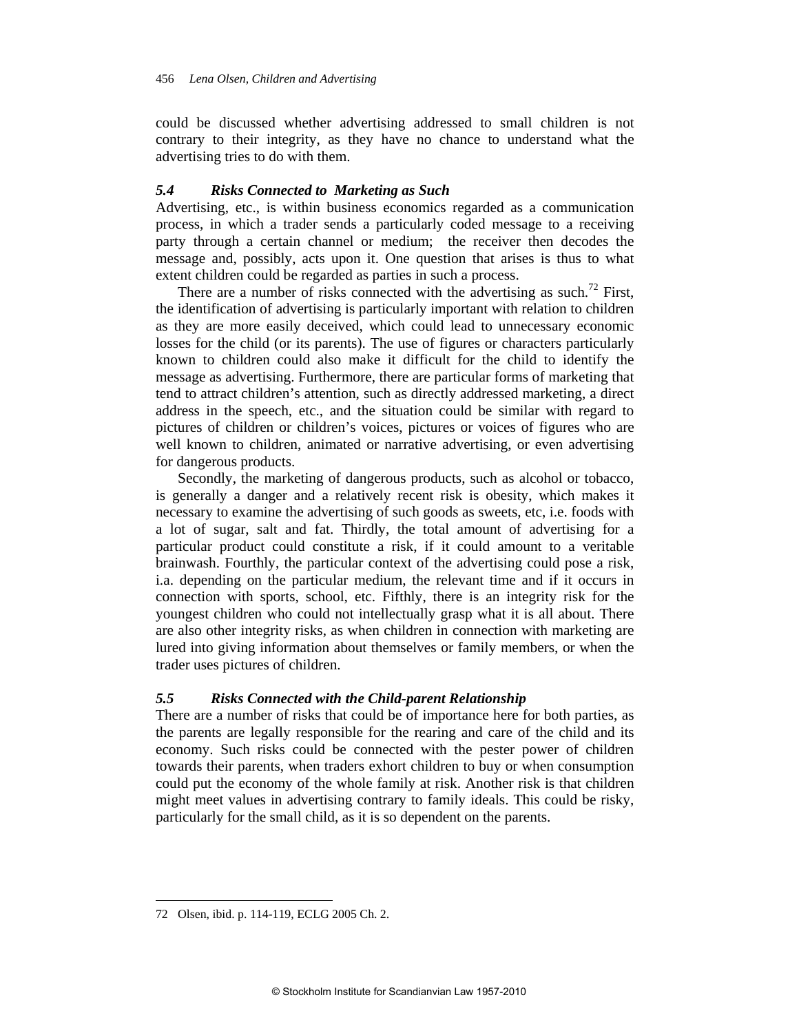could be discussed whether advertising addressed to small children is not contrary to their integrity, as they have no chance to understand what the advertising tries to do with them.

### *5.4 Risks Connected to Marketing as Such*

Advertising, etc., is within business economics regarded as a communication process, in which a trader sends a particularly coded message to a receiving party through a certain channel or medium; the receiver then decodes the message and, possibly, acts upon it. One question that arises is thus to what extent children could be regarded as parties in such a process.

There are a number of risks connected with the advertising as such.[72] First, the identification of advertising is particularly important with relation to children as they are more easily deceived, which could lead to unnecessary economic losses for the child (or its parents). The use of figures or characters particularly known to children could also make it difficult for the child to identify the message as advertising. Furthermore, there are particular forms of marketing that tend to attract children's attention, such as directly addressed marketing, a direct address in the speech, etc., and the situation could be similar with regard to pictures of children or children's voices, pictures or voices of figures who are well known to children, animated or narrative advertising, or even advertising for dangerous products.

Secondly, the marketing of dangerous products, such as alcohol or tobacco, is generally a danger and a relatively recent risk is obesity, which makes it necessary to examine the advertising of such goods as sweets, etc, i.e. foods with a lot of sugar, salt and fat. Thirdly, the total amount of advertising for a particular product could constitute a risk, if it could amount to a veritable brainwash. Fourthly, the particular context of the advertising could pose a risk, i.a. depending on the particular medium, the relevant time and if it occurs in connection with sports, school, etc. Fifthly, there is an integrity risk for the youngest children who could not intellectually grasp what it is all about. There are also other integrity risks, as when children in connection with marketing are lured into giving information about themselves or family members, or when the trader uses pictures of children.

### *5.5 Risks Connected with the Child-parent Relationship*

There are a number of risks that could be of importance here for both parties, as the parents are legally responsible for the rearing and care of the child and its economy. Such risks could be connected with the pester power of children towards their parents, when traders exhort children to buy or when consumption could put the economy of the whole family at risk. Another risk is that children might meet values in advertising contrary to family ideals. This could be risky, particularly for the small child, as it is so dependent on the parents.

---

72 Olsen, ibid. p. 114-119, ECLG 2005 Ch. 2.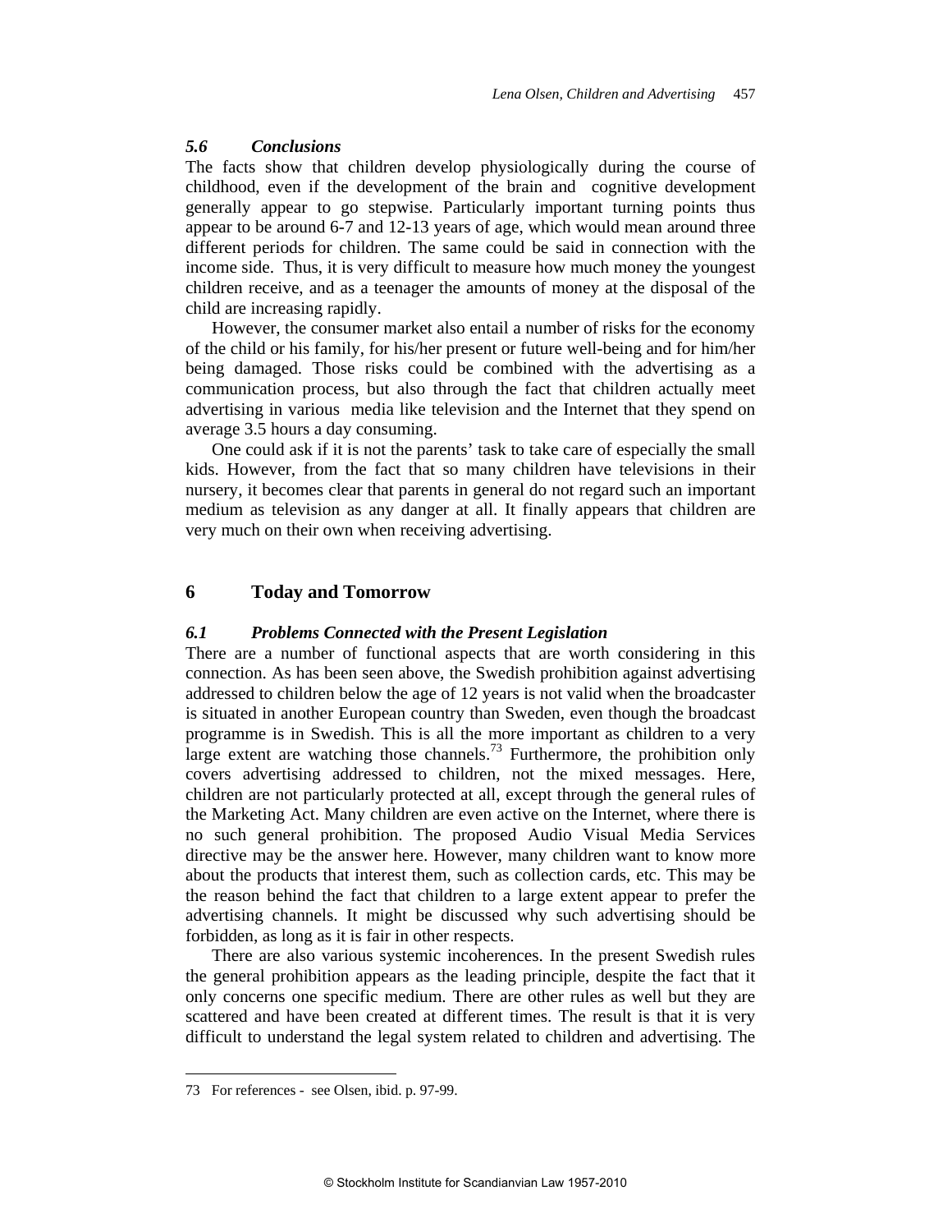### *5.6 Conclusions*

The facts show that children develop physiologically during the course of childhood, even if the development of the brain and cognitive development generally appear to go stepwise. Particularly important turning points thus appear to be around 6-7 and 12-13 years of age, which would mean around three different periods for children. The same could be said in connection with the income side. Thus, it is very difficult to measure how much money the youngest children receive, and as a teenager the amounts of money at the disposal of the child are increasing rapidly.

However, the consumer market also entail a number of risks for the economy of the child or his family, for his/her present or future well-being and for him/her being damaged. Those risks could be combined with the advertising as a communication process, but also through the fact that children actually meet advertising in various media like television and the Internet that they spend on average 3.5 hours a day consuming.

One could ask if it is not the parents' task to take care of especially the small kids. However, from the fact that so many children have televisions in their nursery, it becomes clear that parents in general do not regard such an important medium as television as any danger at all. It finally appears that children are very much on their own when receiving advertising.

## 6 Today and Tomorrow

### *6.1 Problems Connected with the Present Legislation*

There are a number of functional aspects that are worth considering in this connection. As has been seen above, the Swedish prohibition against advertising addressed to children below the age of 12 years is not valid when the broadcaster is situated in another European country than Sweden, even though the broadcast programme is in Swedish. This is all the more important as children to a very large extent are watching those channels.[73] Furthermore, the prohibition only covers advertising addressed to children, not the mixed messages. Here, children are not particularly protected at all, except through the general rules of the Marketing Act. Many children are even active on the Internet, where there is no such general prohibition. The proposed Audio Visual Media Services directive may be the answer here. However, many children want to know more about the products that interest them, such as collection cards, etc. This may be the reason behind the fact that children to a large extent appear to prefer the advertising channels. It might be discussed why such advertising should be forbidden, as long as it is fair in other respects.

There are also various systemic incoherences. In the present Swedish rules the general prohibition appears as the leading principle, despite the fact that it only concerns one specific medium. There are other rules as well but they are scattered and have been created at different times. The result is that it is very difficult to understand the legal system related to children and advertising. The

---

73 For references - see Olsen, ibid. p. 97-99.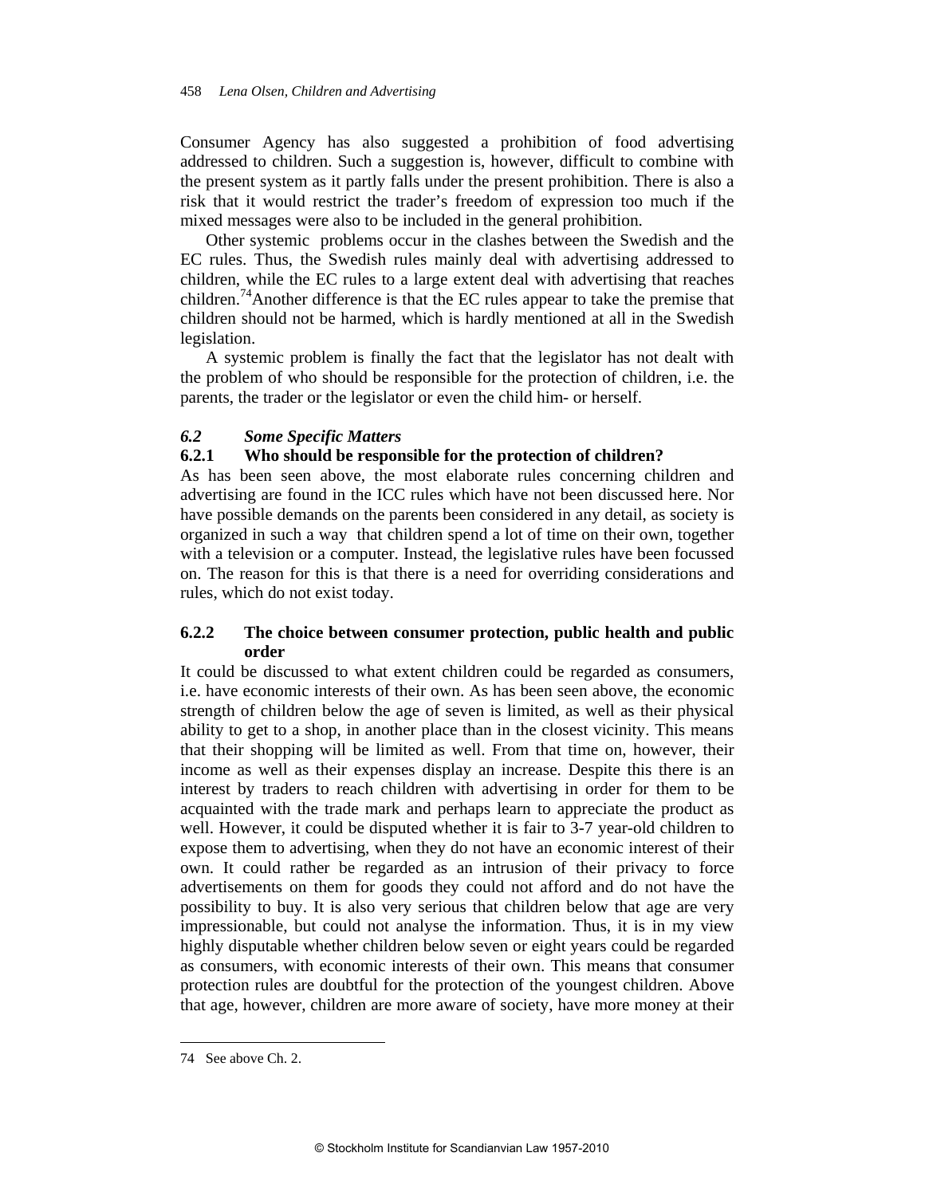Consumer Agency has also suggested a prohibition of food advertising addressed to children. Such a suggestion is, however, difficult to combine with the present system as it partly falls under the present prohibition. There is also a risk that it would restrict the trader's freedom of expression too much if the mixed messages were also to be included in the general prohibition.

Other systemic problems occur in the clashes between the Swedish and the EC rules. Thus, the Swedish rules mainly deal with advertising addressed to children, while the EC rules to a large extent deal with advertising that reaches children.[74] Another difference is that the EC rules appear to take the premise that children should not be harmed, which is hardly mentioned at all in the Swedish legislation.

A systemic problem is finally the fact that the legislator has not dealt with the problem of who should be responsible for the protection of children, i.e. the parents, the trader or the legislator or even the child him- or herself.

### *6.2 Some Specific Matters*

#### **6.2.1 Who should be responsible for the protection of children?**

As has been seen above, the most elaborate rules concerning children and advertising are found in the ICC rules which have not been discussed here. Nor have possible demands on the parents been considered in any detail, as society is organized in such a way that children spend a lot of time on their own, together with a television or a computer. Instead, the legislative rules have been focussed on. The reason for this is that there is a need for overriding considerations and rules, which do not exist today.

#### **6.2.2 The choice between consumer protection, public health and public order**

It could be discussed to what extent children could be regarded as consumers, i.e. have economic interests of their own. As has been seen above, the economic strength of children below the age of seven is limited, as well as their physical ability to get to a shop, in another place than in the closest vicinity. This means that their shopping will be limited as well. From that time on, however, their income as well as their expenses display an increase. Despite this there is an interest by traders to reach children with advertising in order for them to be acquainted with the trade mark and perhaps learn to appreciate the product as well. However, it could be disputed whether it is fair to 3-7 year-old children to expose them to advertising, when they do not have an economic interest of their own. It could rather be regarded as an intrusion of their privacy to force advertisements on them for goods they could not afford and do not have the possibility to buy. It is also very serious that children below that age are very impressionable, but could not analyse the information. Thus, it is in my view highly disputable whether children below seven or eight years could be regarded as consumers, with economic interests of their own. This means that consumer protection rules are doubtful for the protection of the youngest children. Above that age, however, children are more aware of society, have more money at their

---

74 See above Ch. 2.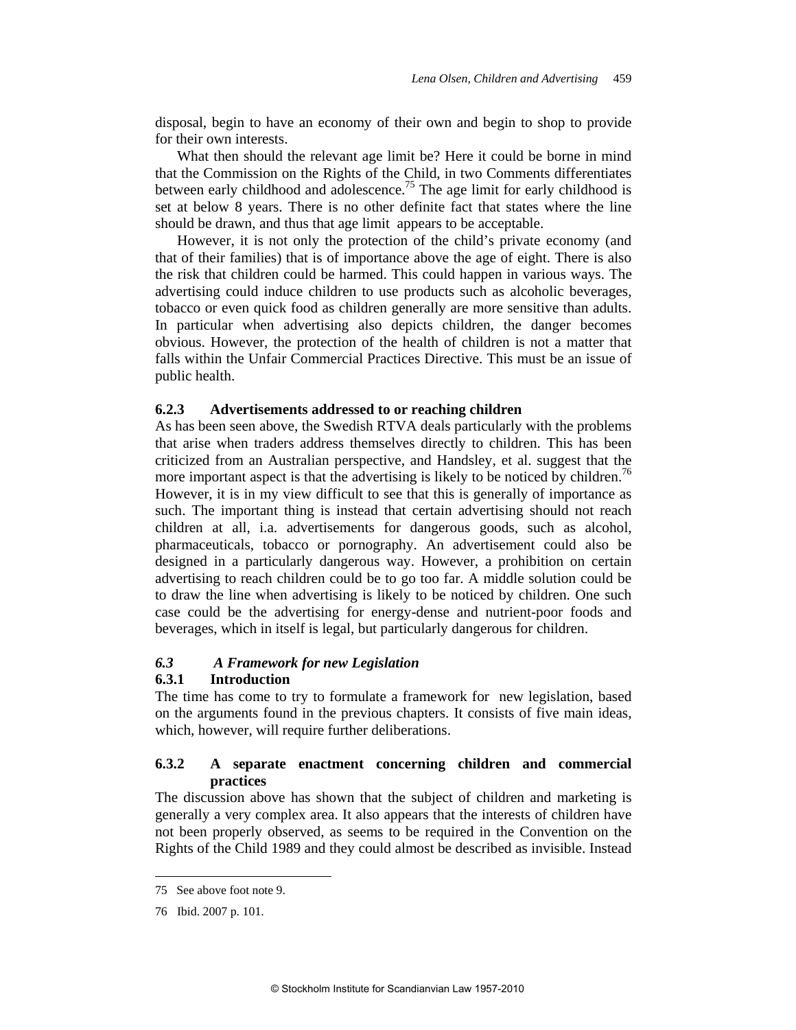disposal, begin to have an economy of their own and begin to shop to provide for their own interests.

What then should the relevant age limit be? Here it could be borne in mind that the Commission on the Rights of the Child, in two Comments differentiates between early childhood and adolescence.[75] The age limit for early childhood is set at below 8 years. There is no other definite fact that states where the line should be drawn, and thus that age limit appears to be acceptable.

However, it is not only the protection of the child's private economy (and that of their families) that is of importance above the age of eight. There is also the risk that children could be harmed. This could happen in various ways. The advertising could induce children to use products such as alcoholic beverages, tobacco or even quick food as children generally are more sensitive than adults. In particular when advertising also depicts children, the danger becomes obvious. However, the protection of the health of children is not a matter that falls within the Unfair Commercial Practices Directive. This must be an issue of public health.

#### 6.2.3 Advertisements addressed to or reaching children

As has been seen above, the Swedish RTVA deals particularly with the problems that arise when traders address themselves directly to children. This has been criticized from an Australian perspective, and Handsley, et al. suggest that the more important aspect is that the advertising is likely to be noticed by children.[76] However, it is in my view difficult to see that this is generally of importance as such. The important thing is instead that certain advertising should not reach children at all, i.a. advertisements for dangerous goods, such as alcohol, pharmaceuticals, tobacco or pornography. An advertisement could also be designed in a particularly dangerous way. However, a prohibition on certain advertising to reach children could be to go too far. A middle solution could be to draw the line when advertising is likely to be noticed by children. One such case could be the advertising for energy-dense and nutrient-poor foods and beverages, which in itself is legal, but particularly dangerous for children.

### *6.3 A Framework for new Legislation*

#### 6.3.1 Introduction

The time has come to try to formulate a framework for new legislation, based on the arguments found in the previous chapters. It consists of five main ideas, which, however, will require further deliberations.

#### 6.3.2 A separate enactment concerning children and commercial practices

The discussion above has shown that the subject of children and marketing is generally a very complex area. It also appears that the interests of children have not been properly observed, as seems to be required in the Convention on the Rights of the Child 1989 and they could almost be described as invisible. Instead

---

75 See above foot note 9.

76 Ibid. 2007 p. 101.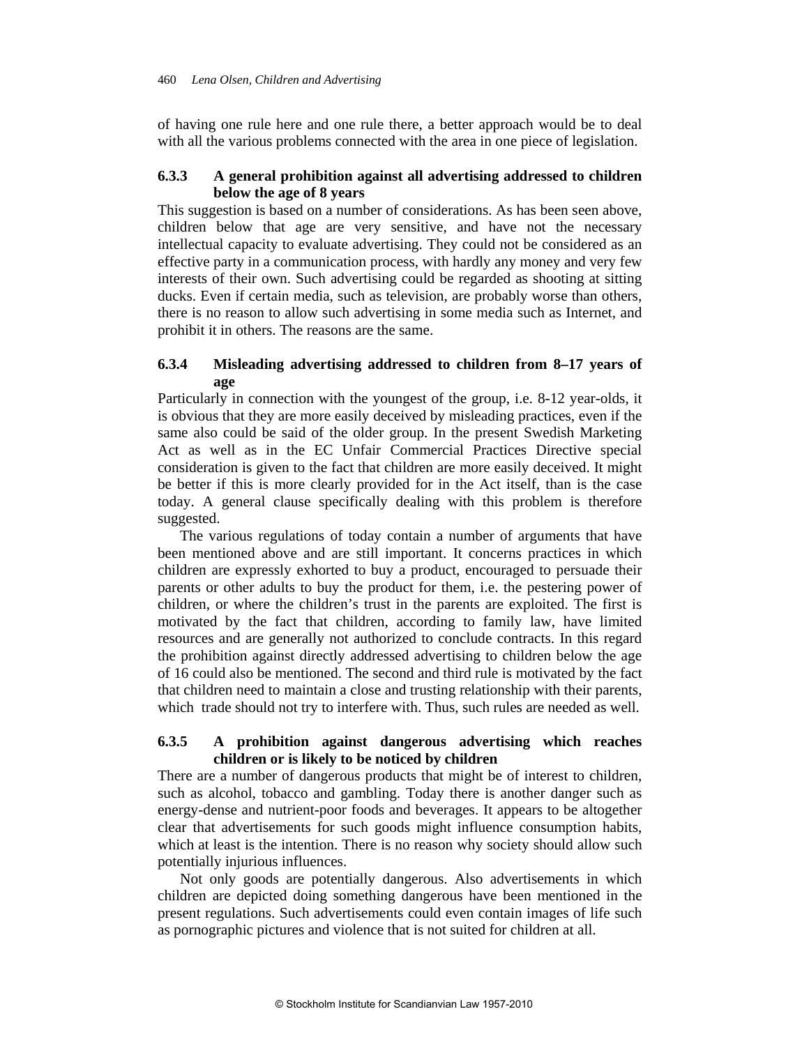of having one rule here and one rule there, a better approach would be to deal with all the various problems connected with the area in one piece of legislation.

### 6.3.3 A general prohibition against all advertising addressed to children below the age of 8 years

This suggestion is based on a number of considerations. As has been seen above, children below that age are very sensitive, and have not the necessary intellectual capacity to evaluate advertising. They could not be considered as an effective party in a communication process, with hardly any money and very few interests of their own. Such advertising could be regarded as shooting at sitting ducks. Even if certain media, such as television, are probably worse than others, there is no reason to allow such advertising in some media such as Internet, and prohibit it in others. The reasons are the same.

### 6.3.4 Misleading advertising addressed to children from 8–17 years of age

Particularly in connection with the youngest of the group, i.e. 8-12 year-olds, it is obvious that they are more easily deceived by misleading practices, even if the same also could be said of the older group. In the present Swedish Marketing Act as well as in the EC Unfair Commercial Practices Directive special consideration is given to the fact that children are more easily deceived. It might be better if this is more clearly provided for in the Act itself, than is the case today. A general clause specifically dealing with this problem is therefore suggested.

The various regulations of today contain a number of arguments that have been mentioned above and are still important. It concerns practices in which children are expressly exhorted to buy a product, encouraged to persuade their parents or other adults to buy the product for them, i.e. the pestering power of children, or where the children's trust in the parents are exploited. The first is motivated by the fact that children, according to family law, have limited resources and are generally not authorized to conclude contracts. In this regard the prohibition against directly addressed advertising to children below the age of 16 could also be mentioned. The second and third rule is motivated by the fact that children need to maintain a close and trusting relationship with their parents, which trade should not try to interfere with. Thus, such rules are needed as well.

### 6.3.5 A prohibition against dangerous advertising which reaches children or is likely to be noticed by children

There are a number of dangerous products that might be of interest to children, such as alcohol, tobacco and gambling. Today there is another danger such as energy-dense and nutrient-poor foods and beverages. It appears to be altogether clear that advertisements for such goods might influence consumption habits, which at least is the intention. There is no reason why society should allow such potentially injurious influences.

Not only goods are potentially dangerous. Also advertisements in which children are depicted doing something dangerous have been mentioned in the present regulations. Such advertisements could even contain images of life such as pornographic pictures and violence that is not suited for children at all.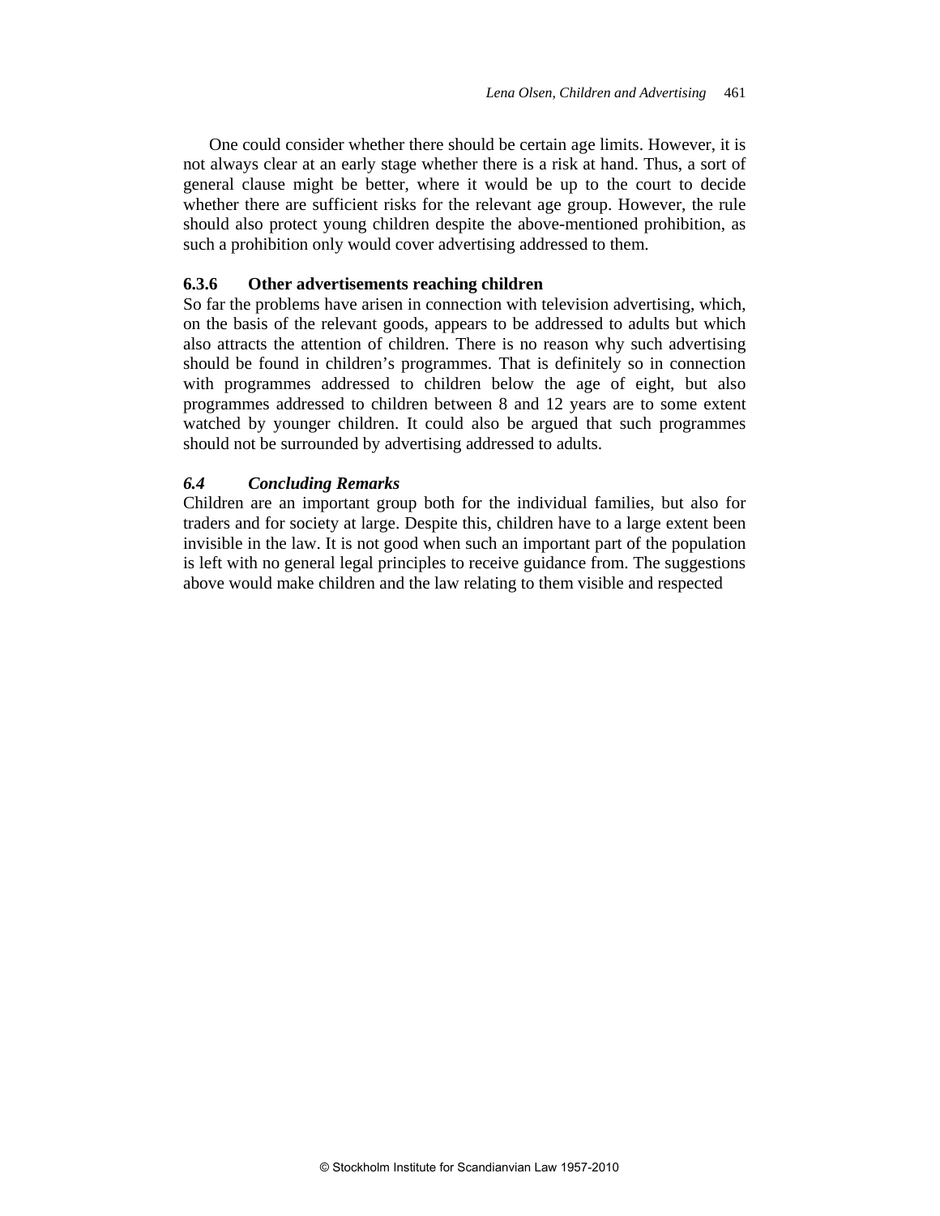One could consider whether there should be certain age limits. However, it is not always clear at an early stage whether there is a risk at hand. Thus, a sort of general clause might be better, where it would be up to the court to decide whether there are sufficient risks for the relevant age group. However, the rule should also protect young children despite the above-mentioned prohibition, as such a prohibition only would cover advertising addressed to them.

#### 6.3.6 Other advertisements reaching children

So far the problems have arisen in connection with television advertising, which, on the basis of the relevant goods, appears to be addressed to adults but which also attracts the attention of children. There is no reason why such advertising should be found in children's programmes. That is definitely so in connection with programmes addressed to children below the age of eight, but also programmes addressed to children between 8 and 12 years are to some extent watched by younger children. It could also be argued that such programmes should not be surrounded by advertising addressed to adults.

### *6.4 Concluding Remarks*

Children are an important group both for the individual families, but also for traders and for society at large. Despite this, children have to a large extent been invisible in the law. It is not good when such an important part of the population is left with no general legal principles to receive guidance from. The suggestions above would make children and the law relating to them visible and respected

© Stockholm Institute for Scandianvian Law 1957-2010